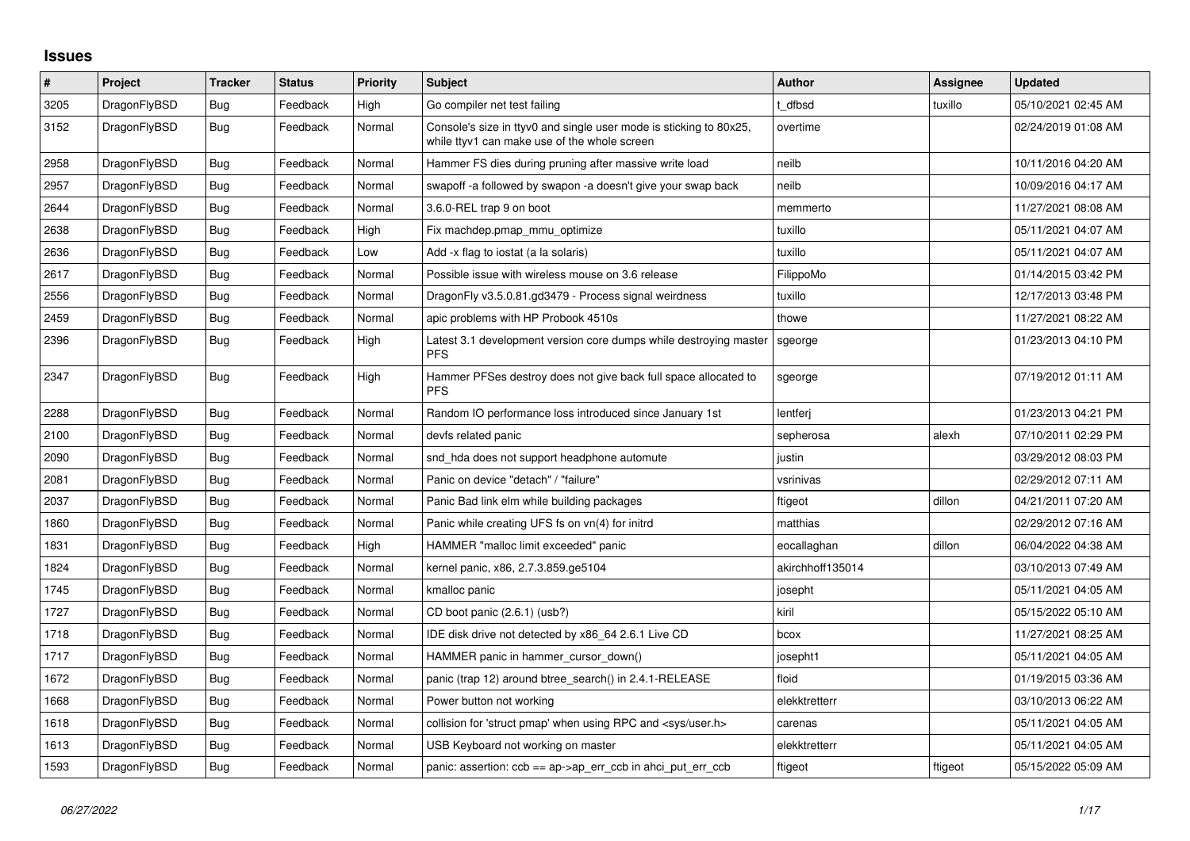# Issues

| # | Project | Tracker | Status | Priority | Subject | Author | Assignee | Updated |
|---|---|---|---|---|---|---|---|---|
| 3205 | DragonFlyBSD | Bug | Feedback | High | Go compiler net test failing | t_dfbsd | tuxillo | 05/10/2021 02:45 AM |
| 3152 | DragonFlyBSD | Bug | Feedback | Normal | Console's size in ttyv0 and single user mode is sticking to 80x25, while ttyv1 can make use of the whole screen | overtime | | 02/24/2019 01:08 AM |
| 2958 | DragonFlyBSD | Bug | Feedback | Normal | Hammer FS dies during pruning after massive write load | neilb | | 10/11/2016 04:20 AM |
| 2957 | DragonFlyBSD | Bug | Feedback | Normal | swapoff -a followed by swapon -a doesn't give your swap back | neilb | | 10/09/2016 04:17 AM |
| 2644 | DragonFlyBSD | Bug | Feedback | Normal | 3.6.0-REL trap 9 on boot | memmerto | | 11/27/2021 08:08 AM |
| 2638 | DragonFlyBSD | Bug | Feedback | High | Fix machdep.pmap_mmu_optimize | tuxillo | | 05/11/2021 04:07 AM |
| 2636 | DragonFlyBSD | Bug | Feedback | Low | Add -x flag to iostat (a la solaris) | tuxillo | | 05/11/2021 04:07 AM |
| 2617 | DragonFlyBSD | Bug | Feedback | Normal | Possible issue with wireless mouse on 3.6 release | FilippoMo | | 01/14/2015 03:42 PM |
| 2556 | DragonFlyBSD | Bug | Feedback | Normal | DragonFly v3.5.0.81.gd3479 - Process signal weirdness | tuxillo | | 12/17/2013 03:48 PM |
| 2459 | DragonFlyBSD | Bug | Feedback | Normal | apic problems with HP Probook 4510s | thowe | | 11/27/2021 08:22 AM |
| 2396 | DragonFlyBSD | Bug | Feedback | High | Latest 3.1 development version core dumps while destroying master PFS | sgeorge | | 01/23/2013 04:10 PM |
| 2347 | DragonFlyBSD | Bug | Feedback | High | Hammer PFSes destroy does not give back full space allocated to PFS | sgeorge | | 07/19/2012 01:11 AM |
| 2288 | DragonFlyBSD | Bug | Feedback | Normal | Random IO performance loss introduced since January 1st | lentferj | | 01/23/2013 04:21 PM |
| 2100 | DragonFlyBSD | Bug | Feedback | Normal | devfs related panic | sepherosa | alexh | 07/10/2011 02:29 PM |
| 2090 | DragonFlyBSD | Bug | Feedback | Normal | snd_hda does not support headphone automute | justin | | 03/29/2012 08:03 PM |
| 2081 | DragonFlyBSD | Bug | Feedback | Normal | Panic on device "detach" / "failure" | vsrinivas | | 02/29/2012 07:11 AM |
| 2037 | DragonFlyBSD | Bug | Feedback | Normal | Panic Bad link elm while building packages | ftigeot | dillon | 04/21/2011 07:20 AM |
| 1860 | DragonFlyBSD | Bug | Feedback | Normal | Panic while creating UFS fs on vn(4) for initrd | matthias | | 02/29/2012 07:16 AM |
| 1831 | DragonFlyBSD | Bug | Feedback | High | HAMMER "malloc limit exceeded" panic | eocallaghan | dillon | 06/04/2022 04:38 AM |
| 1824 | DragonFlyBSD | Bug | Feedback | Normal | kernel panic, x86, 2.7.3.859.ge5104 | akirchhoff135014 | | 03/10/2013 07:49 AM |
| 1745 | DragonFlyBSD | Bug | Feedback | Normal | kmalloc panic | josepht | | 05/11/2021 04:05 AM |
| 1727 | DragonFlyBSD | Bug | Feedback | Normal | CD boot panic (2.6.1) (usb?) | kiril | | 05/15/2022 05:10 AM |
| 1718 | DragonFlyBSD | Bug | Feedback | Normal | IDE disk drive not detected by x86_64 2.6.1 Live CD | bcox | | 11/27/2021 08:25 AM |
| 1717 | DragonFlyBSD | Bug | Feedback | Normal | HAMMER panic in hammer_cursor_down() | josepht1 | | 05/11/2021 04:05 AM |
| 1672 | DragonFlyBSD | Bug | Feedback | Normal | panic (trap 12) around btree_search() in 2.4.1-RELEASE | floid | | 01/19/2015 03:36 AM |
| 1668 | DragonFlyBSD | Bug | Feedback | Normal | Power button not working | elekktretterr | | 03/10/2013 06:22 AM |
| 1618 | DragonFlyBSD | Bug | Feedback | Normal | collision for 'struct pmap' when using RPC and <sys/user.h> | carenas | | 05/11/2021 04:05 AM |
| 1613 | DragonFlyBSD | Bug | Feedback | Normal | USB Keyboard not working on master | elekktretterr | | 05/11/2021 04:05 AM |
| 1593 | DragonFlyBSD | Bug | Feedback | Normal | panic: assertion: ccb == ap->ap_err_ccb in ahci_put_err_ccb | ftigeot | ftigeot | 05/15/2022 05:09 AM |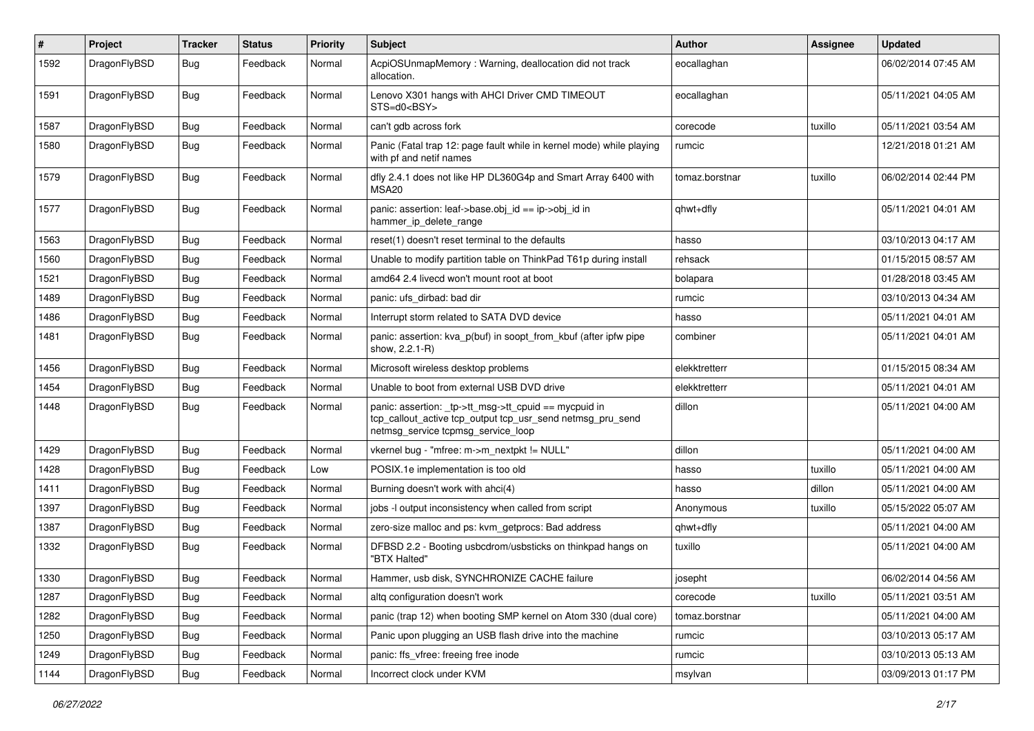| # | Project | Tracker | Status | Priority | Subject | Author | Assignee | Updated |
|---|---|---|---|---|---|---|---|---|
| 1592 | DragonFlyBSD | Bug | Feedback | Normal | AcpiOSUnmapMemory : Warning, deallocation did not track allocation. | eocallaghan | | 06/02/2014 07:45 AM |
| 1591 | DragonFlyBSD | Bug | Feedback | Normal | Lenovo X301 hangs with AHCI Driver CMD TIMEOUT STS=d0<BSY> | eocallaghan | | 05/11/2021 04:05 AM |
| 1587 | DragonFlyBSD | Bug | Feedback | Normal | can't gdb across fork | corecode | tuxillo | 05/11/2021 03:54 AM |
| 1580 | DragonFlyBSD | Bug | Feedback | Normal | Panic (Fatal trap 12: page fault while in kernel mode) while playing with pf and netif names | rumcic | | 12/21/2018 01:21 AM |
| 1579 | DragonFlyBSD | Bug | Feedback | Normal | dfly 2.4.1 does not like HP DL360G4p and Smart Array 6400 with MSA20 | tomaz.borstnar | tuxillo | 06/02/2014 02:44 PM |
| 1577 | DragonFlyBSD | Bug | Feedback | Normal | panic: assertion: leaf->base.obj_id == ip->obj_id in hammer_ip_delete_range | qhwt+dfly | | 05/11/2021 04:01 AM |
| 1563 | DragonFlyBSD | Bug | Feedback | Normal | reset(1) doesn't reset terminal to the defaults | hasso | | 03/10/2013 04:17 AM |
| 1560 | DragonFlyBSD | Bug | Feedback | Normal | Unable to modify partition table on ThinkPad T61p during install | rehsack | | 01/15/2015 08:57 AM |
| 1521 | DragonFlyBSD | Bug | Feedback | Normal | amd64 2.4 livecd won't mount root at boot | bolapara | | 01/28/2018 03:45 AM |
| 1489 | DragonFlyBSD | Bug | Feedback | Normal | panic: ufs_dirbad: bad dir | rumcic | | 03/10/2013 04:34 AM |
| 1486 | DragonFlyBSD | Bug | Feedback | Normal | Interrupt storm related to SATA DVD device | hasso | | 05/11/2021 04:01 AM |
| 1481 | DragonFlyBSD | Bug | Feedback | Normal | panic: assertion: kva_p(buf) in soopt_from_kbuf (after ipfw pipe show, 2.2.1-R) | combiner | | 05/11/2021 04:01 AM |
| 1456 | DragonFlyBSD | Bug | Feedback | Normal | Microsoft wireless desktop problems | elekktretterr | | 01/15/2015 08:34 AM |
| 1454 | DragonFlyBSD | Bug | Feedback | Normal | Unable to boot from external USB DVD drive | elekktretterr | | 05/11/2021 04:01 AM |
| 1448 | DragonFlyBSD | Bug | Feedback | Normal | panic: assertion: _tp->tt_msg->tt_cpuid == mycpuid in tcp_callout_active tcp_output tcp_usr_send netmsg_pru_send netmsg_service tcpmsg_service_loop | dillon | | 05/11/2021 04:00 AM |
| 1429 | DragonFlyBSD | Bug | Feedback | Normal | vkernel bug - "mfree: m->m_nextpkt != NULL" | dillon | | 05/11/2021 04:00 AM |
| 1428 | DragonFlyBSD | Bug | Feedback | Low | POSIX.1e implementation is too old | hasso | tuxillo | 05/11/2021 04:00 AM |
| 1411 | DragonFlyBSD | Bug | Feedback | Normal | Burning doesn't work with ahci(4) | hasso | dillon | 05/11/2021 04:00 AM |
| 1397 | DragonFlyBSD | Bug | Feedback | Normal | jobs -l output inconsistency when called from script | Anonymous | tuxillo | 05/15/2022 05:07 AM |
| 1387 | DragonFlyBSD | Bug | Feedback | Normal | zero-size malloc and ps: kvm_getprocs: Bad address | qhwt+dfly | | 05/11/2021 04:00 AM |
| 1332 | DragonFlyBSD | Bug | Feedback | Normal | DFBSD 2.2 - Booting usbcdrom/usbsticks on thinkpad hangs on "BTX Halted" | tuxillo | | 05/11/2021 04:00 AM |
| 1330 | DragonFlyBSD | Bug | Feedback | Normal | Hammer, usb disk, SYNCHRONIZE CACHE failure | josepht | | 06/02/2014 04:56 AM |
| 1287 | DragonFlyBSD | Bug | Feedback | Normal | altq configuration doesn't work | corecode | tuxillo | 05/11/2021 03:51 AM |
| 1282 | DragonFlyBSD | Bug | Feedback | Normal | panic (trap 12) when booting SMP kernel on Atom 330 (dual core) | tomaz.borstnar | | 05/11/2021 04:00 AM |
| 1250 | DragonFlyBSD | Bug | Feedback | Normal | Panic upon plugging an USB flash drive into the machine | rumcic | | 03/10/2013 05:17 AM |
| 1249 | DragonFlyBSD | Bug | Feedback | Normal | panic: ffs_vfree: freeing free inode | rumcic | | 03/10/2013 05:13 AM |
| 1144 | DragonFlyBSD | Bug | Feedback | Normal | Incorrect clock under KVM | msylvan | | 03/09/2013 01:17 PM |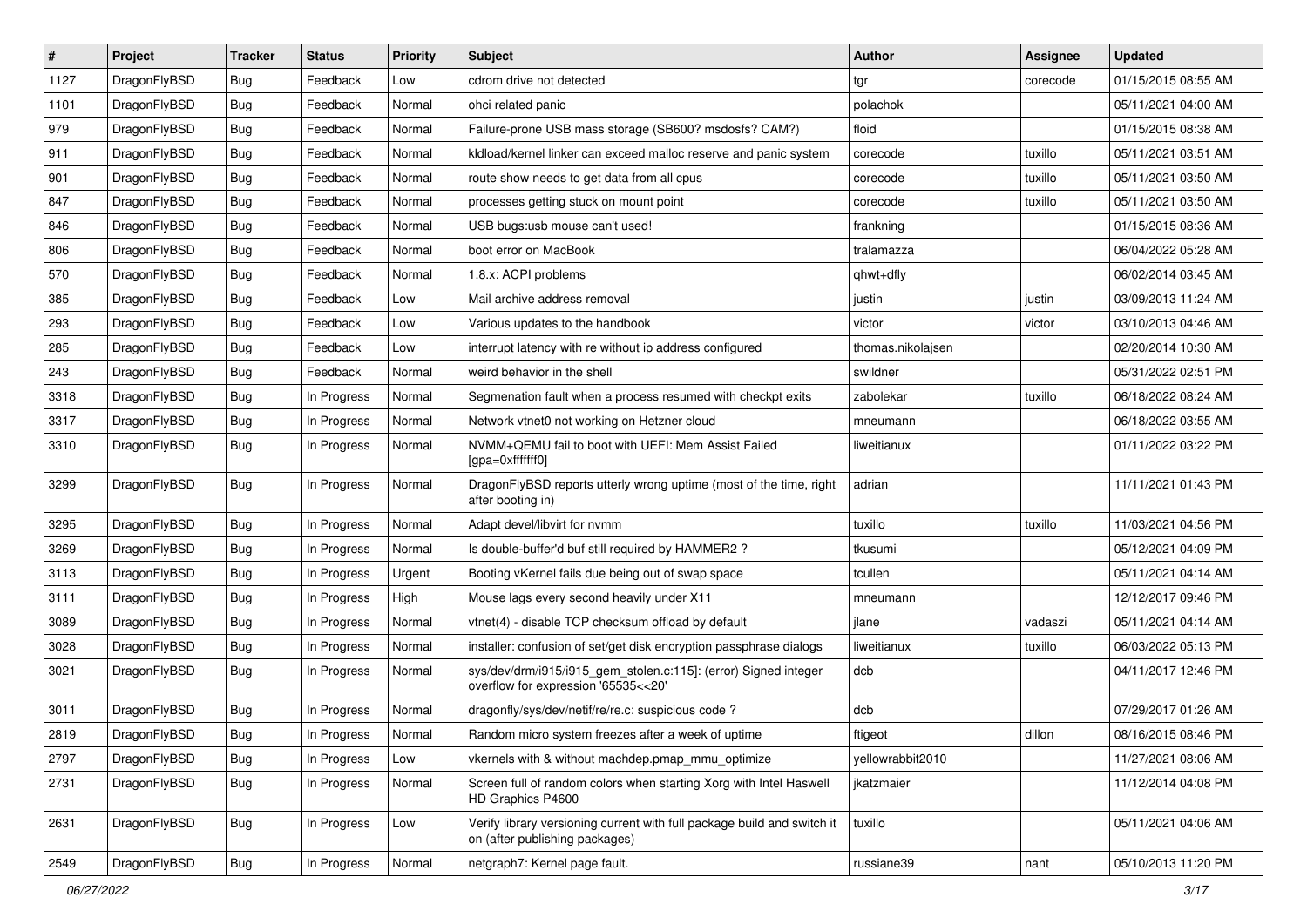| # | Project | Tracker | Status | Priority | Subject | Author | Assignee | Updated |
|---|---|---|---|---|---|---|---|---|
| 1127 | DragonFlyBSD | Bug | Feedback | Low | cdrom drive not detected | tgr | corecode | 01/15/2015 08:55 AM |
| 1101 | DragonFlyBSD | Bug | Feedback | Normal | ohci related panic | polachok | | 05/11/2021 04:00 AM |
| 979 | DragonFlyBSD | Bug | Feedback | Normal | Failure-prone USB mass storage (SB600? msdosfs? CAM?) | floid | | 01/15/2015 08:38 AM |
| 911 | DragonFlyBSD | Bug | Feedback | Normal | kldload/kernel linker can exceed malloc reserve and panic system | corecode | tuxillo | 05/11/2021 03:51 AM |
| 901 | DragonFlyBSD | Bug | Feedback | Normal | route show needs to get data from all cpus | corecode | tuxillo | 05/11/2021 03:50 AM |
| 847 | DragonFlyBSD | Bug | Feedback | Normal | processes getting stuck on mount point | corecode | tuxillo | 05/11/2021 03:50 AM |
| 846 | DragonFlyBSD | Bug | Feedback | Normal | USB bugs:usb mouse can't used! | frankning | | 01/15/2015 08:36 AM |
| 806 | DragonFlyBSD | Bug | Feedback | Normal | boot error on MacBook | tralamazza | | 06/04/2022 05:28 AM |
| 570 | DragonFlyBSD | Bug | Feedback | Normal | 1.8.x: ACPI problems | qhwt+dfly | | 06/02/2014 03:45 AM |
| 385 | DragonFlyBSD | Bug | Feedback | Low | Mail archive address removal | justin | justin | 03/09/2013 11:24 AM |
| 293 | DragonFlyBSD | Bug | Feedback | Low | Various updates to the handbook | victor | victor | 03/10/2013 04:46 AM |
| 285 | DragonFlyBSD | Bug | Feedback | Low | interrupt latency with re without ip address configured | thomas.nikolajsen | | 02/20/2014 10:30 AM |
| 243 | DragonFlyBSD | Bug | Feedback | Normal | weird behavior in the shell | swildner | | 05/31/2022 02:51 PM |
| 3318 | DragonFlyBSD | Bug | In Progress | Normal | Segmenation fault when a process resumed with checkpt exits | zabolekar | tuxillo | 06/18/2022 08:24 AM |
| 3317 | DragonFlyBSD | Bug | In Progress | Normal | Network vtnet0 not working on Hetzner cloud | mneumann | | 06/18/2022 03:55 AM |
| 3310 | DragonFlyBSD | Bug | In Progress | Normal | NVMM+QEMU fail to boot with UEFI: Mem Assist Failed [gpa=0xfffffff0] | liweitianux | | 01/11/2022 03:22 PM |
| 3299 | DragonFlyBSD | Bug | In Progress | Normal | DragonFlyBSD reports utterly wrong uptime (most of the time, right after booting in) | adrian | | 11/11/2021 01:43 PM |
| 3295 | DragonFlyBSD | Bug | In Progress | Normal | Adapt devel/libvirt for nvmm | tuxillo | tuxillo | 11/03/2021 04:56 PM |
| 3269 | DragonFlyBSD | Bug | In Progress | Normal | Is double-buffer'd buf still required by HAMMER2 ? | tkusumi | | 05/12/2021 04:09 PM |
| 3113 | DragonFlyBSD | Bug | In Progress | Urgent | Booting vKernel fails due being out of swap space | tcullen | | 05/11/2021 04:14 AM |
| 3111 | DragonFlyBSD | Bug | In Progress | High | Mouse lags every second heavily under X11 | mneumann | | 12/12/2017 09:46 PM |
| 3089 | DragonFlyBSD | Bug | In Progress | Normal | vtnet(4) - disable TCP checksum offload by default | jlane | vadaszi | 05/11/2021 04:14 AM |
| 3028 | DragonFlyBSD | Bug | In Progress | Normal | installer: confusion of set/get disk encryption passphrase dialogs | liweitianux | tuxillo | 06/03/2022 05:13 PM |
| 3021 | DragonFlyBSD | Bug | In Progress | Normal | sys/dev/drm/i915/i915_gem_stolen.c:115]: (error) Signed integer overflow for expression '65535<<20' | dcb | | 04/11/2017 12:46 PM |
| 3011 | DragonFlyBSD | Bug | In Progress | Normal | dragonfly/sys/dev/netif/re/re.c: suspicious code ? | dcb | | 07/29/2017 01:26 AM |
| 2819 | DragonFlyBSD | Bug | In Progress | Normal | Random micro system freezes after a week of uptime | ftigeot | dillon | 08/16/2015 08:46 PM |
| 2797 | DragonFlyBSD | Bug | In Progress | Low | vkernels with & without machdep.pmap_mmu_optimize | yellowrabbit2010 | | 11/27/2021 08:06 AM |
| 2731 | DragonFlyBSD | Bug | In Progress | Normal | Screen full of random colors when starting Xorg with Intel Haswell HD Graphics P4600 | jkatzmaier | | 11/12/2014 04:08 PM |
| 2631 | DragonFlyBSD | Bug | In Progress | Low | Verify library versioning current with full package build and switch it on (after publishing packages) | tuxillo | | 05/11/2021 04:06 AM |
| 2549 | DragonFlyBSD | Bug | In Progress | Normal | netgraph7: Kernel page fault. | russiane39 | nant | 05/10/2013 11:20 PM |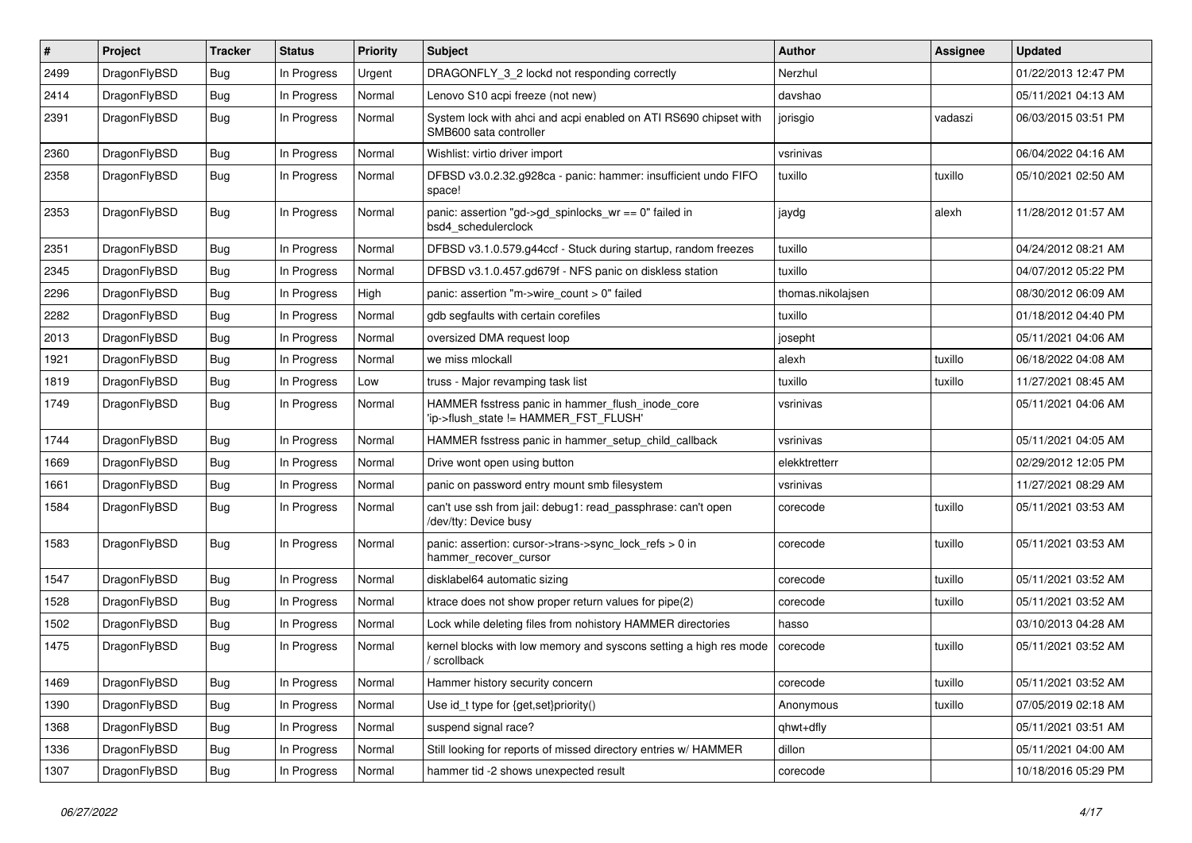| # | Project | Tracker | Status | Priority | Subject | Author | Assignee | Updated |
|---|---|---|---|---|---|---|---|---|
| 2499 | DragonFlyBSD | Bug | In Progress | Urgent | DRAGONFLY_3_2 lockd not responding correctly | Nerzhul | | 01/22/2013 12:47 PM |
| 2414 | DragonFlyBSD | Bug | In Progress | Normal | Lenovo S10 acpi freeze (not new) | davshao | | 05/11/2021 04:13 AM |
| 2391 | DragonFlyBSD | Bug | In Progress | Normal | System lock with ahci and acpi enabled on ATI RS690 chipset with SMB600 sata controller | jorisgio | vadaszi | 06/03/2015 03:51 PM |
| 2360 | DragonFlyBSD | Bug | In Progress | Normal | Wishlist: virtio driver import | vsrinivas | | 06/04/2022 04:16 AM |
| 2358 | DragonFlyBSD | Bug | In Progress | Normal | DFBSD v3.0.2.32.g928ca - panic: hammer: insufficient undo FIFO space! | tuxillo | tuxillo | 05/10/2021 02:50 AM |
| 2353 | DragonFlyBSD | Bug | In Progress | Normal | panic: assertion "gd->gd_spinlocks_wr == 0" failed in bsd4_schedulerclock | jaydg | alexh | 11/28/2012 01:57 AM |
| 2351 | DragonFlyBSD | Bug | In Progress | Normal | DFBSD v3.1.0.579.g44ccf - Stuck during startup, random freezes | tuxillo | | 04/24/2012 08:21 AM |
| 2345 | DragonFlyBSD | Bug | In Progress | Normal | DFBSD v3.1.0.457.gd679f - NFS panic on diskless station | tuxillo | | 04/07/2012 05:22 PM |
| 2296 | DragonFlyBSD | Bug | In Progress | High | panic: assertion "m->wire_count > 0" failed | thomas.nikolajsen | | 08/30/2012 06:09 AM |
| 2282 | DragonFlyBSD | Bug | In Progress | Normal | gdb segfaults with certain corefiles | tuxillo | | 01/18/2012 04:40 PM |
| 2013 | DragonFlyBSD | Bug | In Progress | Normal | oversized DMA request loop | josepht | | 05/11/2021 04:06 AM |
| 1921 | DragonFlyBSD | Bug | In Progress | Normal | we miss mlockall | alexh | tuxillo | 06/18/2022 04:08 AM |
| 1819 | DragonFlyBSD | Bug | In Progress | Low | truss - Major revamping task list | tuxillo | tuxillo | 11/27/2021 08:45 AM |
| 1749 | DragonFlyBSD | Bug | In Progress | Normal | HAMMER fsstress panic in hammer_flush_inode_core 'ip->flush_state != HAMMER_FST_FLUSH' | vsrinivas | | 05/11/2021 04:06 AM |
| 1744 | DragonFlyBSD | Bug | In Progress | Normal | HAMMER fsstress panic in hammer_setup_child_callback | vsrinivas | | 05/11/2021 04:05 AM |
| 1669 | DragonFlyBSD | Bug | In Progress | Normal | Drive wont open using button | elekktretterr | | 02/29/2012 12:05 PM |
| 1661 | DragonFlyBSD | Bug | In Progress | Normal | panic on password entry mount smb filesystem | vsrinivas | | 11/27/2021 08:29 AM |
| 1584 | DragonFlyBSD | Bug | In Progress | Normal | can't use ssh from jail: debug1: read_passphrase: can't open /dev/tty: Device busy | corecode | tuxillo | 05/11/2021 03:53 AM |
| 1583 | DragonFlyBSD | Bug | In Progress | Normal | panic: assertion: cursor->trans->sync_lock_refs > 0 in hammer_recover_cursor | corecode | tuxillo | 05/11/2021 03:53 AM |
| 1547 | DragonFlyBSD | Bug | In Progress | Normal | disklabel64 automatic sizing | corecode | tuxillo | 05/11/2021 03:52 AM |
| 1528 | DragonFlyBSD | Bug | In Progress | Normal | ktrace does not show proper return values for pipe(2) | corecode | tuxillo | 05/11/2021 03:52 AM |
| 1502 | DragonFlyBSD | Bug | In Progress | Normal | Lock while deleting files from nohistory HAMMER directories | hasso | | 03/10/2013 04:28 AM |
| 1475 | DragonFlyBSD | Bug | In Progress | Normal | kernel blocks with low memory and syscons setting a high res mode / scrollback | corecode | tuxillo | 05/11/2021 03:52 AM |
| 1469 | DragonFlyBSD | Bug | In Progress | Normal | Hammer history security concern | corecode | tuxillo | 05/11/2021 03:52 AM |
| 1390 | DragonFlyBSD | Bug | In Progress | Normal | Use id_t type for {get,set}priority() | Anonymous | tuxillo | 07/05/2019 02:18 AM |
| 1368 | DragonFlyBSD | Bug | In Progress | Normal | suspend signal race? | qhwt+dfly | | 05/11/2021 03:51 AM |
| 1336 | DragonFlyBSD | Bug | In Progress | Normal | Still looking for reports of missed directory entries w/ HAMMER | dillon | | 05/11/2021 04:00 AM |
| 1307 | DragonFlyBSD | Bug | In Progress | Normal | hammer tid -2 shows unexpected result | corecode | | 10/18/2016 05:29 PM |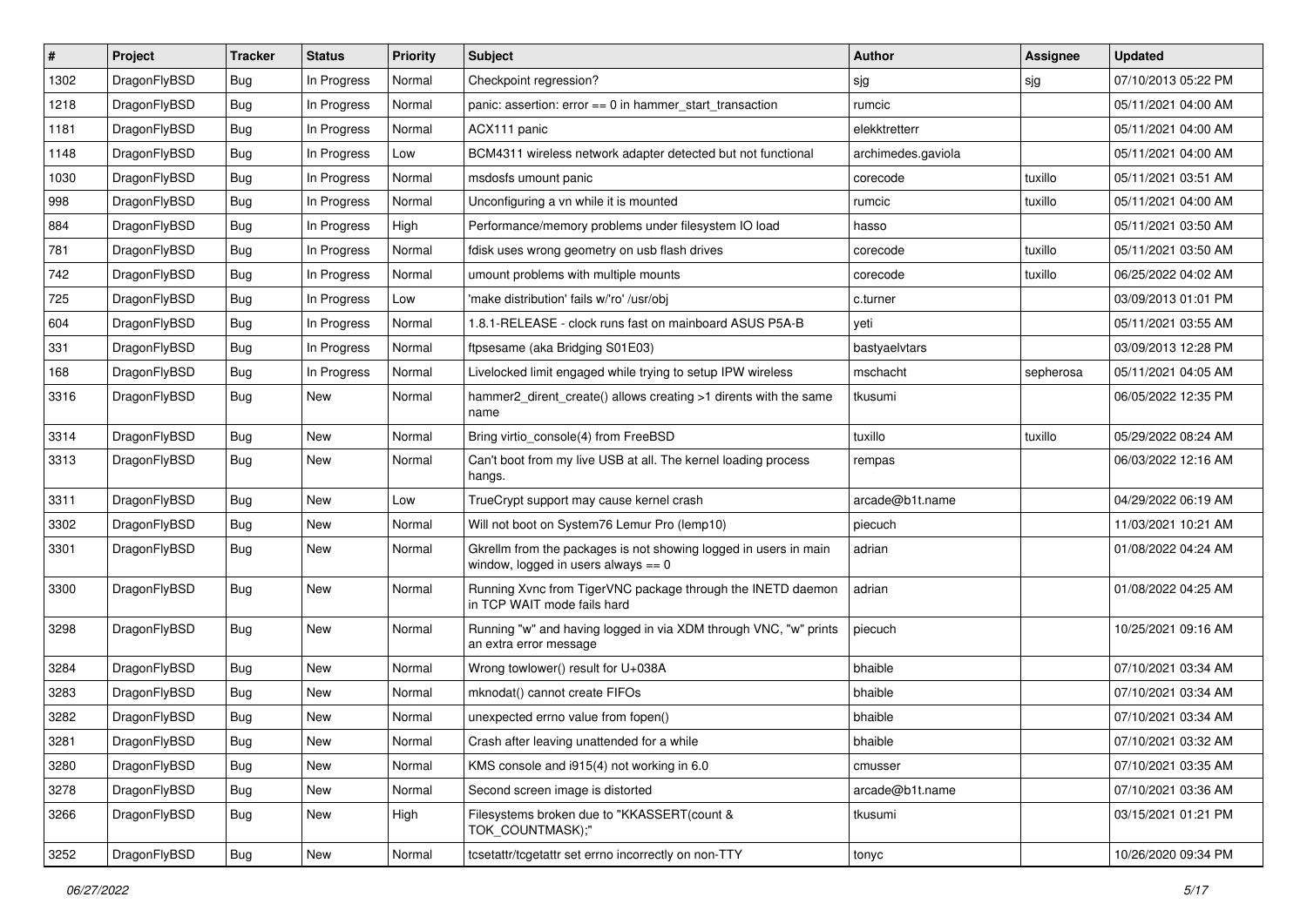| # | Project | Tracker | Status | Priority | Subject | Author | Assignee | Updated |
|---|---|---|---|---|---|---|---|---|
| 1302 | DragonFlyBSD | Bug | In Progress | Normal | Checkpoint regression? | sjg | sjg | 07/10/2013 05:22 PM |
| 1218 | DragonFlyBSD | Bug | In Progress | Normal | panic: assertion: error == 0 in hammer_start_transaction | rumcic | | 05/11/2021 04:00 AM |
| 1181 | DragonFlyBSD | Bug | In Progress | Normal | ACX111 panic | elekktretterr | | 05/11/2021 04:00 AM |
| 1148 | DragonFlyBSD | Bug | In Progress | Low | BCM4311 wireless network adapter detected but not functional | archimedes.gaviola | | 05/11/2021 04:00 AM |
| 1030 | DragonFlyBSD | Bug | In Progress | Normal | msdosfs umount panic | corecode | tuxillo | 05/11/2021 03:51 AM |
| 998 | DragonFlyBSD | Bug | In Progress | Normal | Unconfiguring a vn while it is mounted | rumcic | tuxillo | 05/11/2021 04:00 AM |
| 884 | DragonFlyBSD | Bug | In Progress | High | Performance/memory problems under filesystem IO load | hasso | | 05/11/2021 03:50 AM |
| 781 | DragonFlyBSD | Bug | In Progress | Normal | fdisk uses wrong geometry on usb flash drives | corecode | tuxillo | 05/11/2021 03:50 AM |
| 742 | DragonFlyBSD | Bug | In Progress | Normal | umount problems with multiple mounts | corecode | tuxillo | 06/25/2022 04:02 AM |
| 725 | DragonFlyBSD | Bug | In Progress | Low | 'make distribution' fails w/'ro' /usr/obj | c.turner | | 03/09/2013 01:01 PM |
| 604 | DragonFlyBSD | Bug | In Progress | Normal | 1.8.1-RELEASE - clock runs fast on mainboard ASUS P5A-B | yeti | | 05/11/2021 03:55 AM |
| 331 | DragonFlyBSD | Bug | In Progress | Normal | ftpsesame (aka Bridging S01E03) | bastyaelvtars | | 03/09/2013 12:28 PM |
| 168 | DragonFlyBSD | Bug | In Progress | Normal | Livelocked limit engaged while trying to setup IPW wireless | mschacht | sepherosa | 05/11/2021 04:05 AM |
| 3316 | DragonFlyBSD | Bug | New | Normal | hammer2_dirent_create() allows creating >1 dirents with the same name | tkusumi | | 06/05/2022 12:35 PM |
| 3314 | DragonFlyBSD | Bug | New | Normal | Bring virtio_console(4) from FreeBSD | tuxillo | tuxillo | 05/29/2022 08:24 AM |
| 3313 | DragonFlyBSD | Bug | New | Normal | Can't boot from my live USB at all. The kernel loading process hangs. | rempas | | 06/03/2022 12:16 AM |
| 3311 | DragonFlyBSD | Bug | New | Low | TrueCrypt support may cause kernel crash | arcade@b1t.name | | 04/29/2022 06:19 AM |
| 3302 | DragonFlyBSD | Bug | New | Normal | Will not boot on System76 Lemur Pro (lemp10) | piecuch | | 11/03/2021 10:21 AM |
| 3301 | DragonFlyBSD | Bug | New | Normal | Gkrellm from the packages is not showing logged in users in main window, logged in users always == 0 | adrian | | 01/08/2022 04:24 AM |
| 3300 | DragonFlyBSD | Bug | New | Normal | Running Xvnc from TigerVNC package through the INETD daemon in TCP WAIT mode fails hard | adrian | | 01/08/2022 04:25 AM |
| 3298 | DragonFlyBSD | Bug | New | Normal | Running "w" and having logged in via XDM through VNC, "w" prints an extra error message | piecuch | | 10/25/2021 09:16 AM |
| 3284 | DragonFlyBSD | Bug | New | Normal | Wrong towlower() result for U+038A | bhaible | | 07/10/2021 03:34 AM |
| 3283 | DragonFlyBSD | Bug | New | Normal | mknodat() cannot create FIFOs | bhaible | | 07/10/2021 03:34 AM |
| 3282 | DragonFlyBSD | Bug | New | Normal | unexpected errno value from fopen() | bhaible | | 07/10/2021 03:34 AM |
| 3281 | DragonFlyBSD | Bug | New | Normal | Crash after leaving unattended for a while | bhaible | | 07/10/2021 03:32 AM |
| 3280 | DragonFlyBSD | Bug | New | Normal | KMS console and i915(4) not working in 6.0 | cmusser | | 07/10/2021 03:35 AM |
| 3278 | DragonFlyBSD | Bug | New | Normal | Second screen image is distorted | arcade@b1t.name | | 07/10/2021 03:36 AM |
| 3266 | DragonFlyBSD | Bug | New | High | Filesystems broken due to "KKASSERT(count & TOK_COUNTMASK);" | tkusumi | | 03/15/2021 01:21 PM |
| 3252 | DragonFlyBSD | Bug | New | Normal | tcsetattr/tcgetattr set errno incorrectly on non-TTY | tonyc | | 10/26/2020 09:34 PM |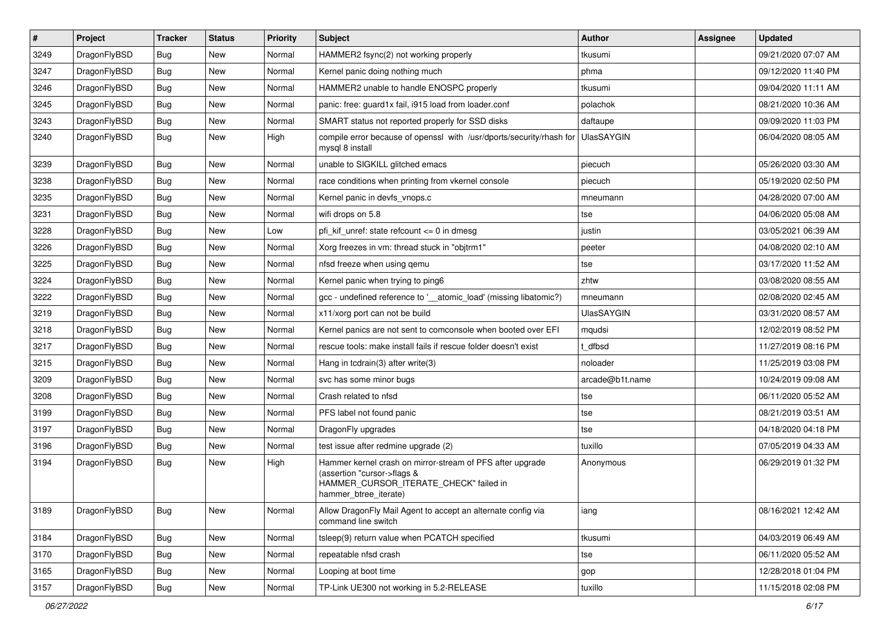| # | Project | Tracker | Status | Priority | Subject | Author | Assignee | Updated |
|---|---|---|---|---|---|---|---|---|
| 3249 | DragonFlyBSD | Bug | New | Normal | HAMMER2 fsync(2) not working properly | tkusumi | | 09/21/2020 07:07 AM |
| 3247 | DragonFlyBSD | Bug | New | Normal | Kernel panic doing nothing much | phma | | 09/12/2020 11:40 PM |
| 3246 | DragonFlyBSD | Bug | New | Normal | HAMMER2 unable to handle ENOSPC properly | tkusumi | | 09/04/2020 11:11 AM |
| 3245 | DragonFlyBSD | Bug | New | Normal | panic: free: guard1x fail, i915 load from loader.conf | polachok | | 08/21/2020 10:36 AM |
| 3243 | DragonFlyBSD | Bug | New | Normal | SMART status not reported properly for SSD disks | daftaupe | | 09/09/2020 11:03 PM |
| 3240 | DragonFlyBSD | Bug | New | High | compile error because of openssl with /usr/dports/security/rhash for mysql 8 install | UlasSAYGIN | | 06/04/2020 08:05 AM |
| 3239 | DragonFlyBSD | Bug | New | Normal | unable to SIGKILL glitched emacs | piecuch | | 05/26/2020 03:30 AM |
| 3238 | DragonFlyBSD | Bug | New | Normal | race conditions when printing from vkernel console | piecuch | | 05/19/2020 02:50 PM |
| 3235 | DragonFlyBSD | Bug | New | Normal | Kernel panic in devfs_vnops.c | mneumann | | 04/28/2020 07:00 AM |
| 3231 | DragonFlyBSD | Bug | New | Normal | wifi drops on 5.8 | tse | | 04/06/2020 05:08 AM |
| 3228 | DragonFlyBSD | Bug | New | Low | pfi_kif_unref: state refcount <= 0 in dmesg | justin | | 03/05/2021 06:39 AM |
| 3226 | DragonFlyBSD | Bug | New | Normal | Xorg freezes in vm: thread stuck in "objtrm1" | peeter | | 04/08/2020 02:10 AM |
| 3225 | DragonFlyBSD | Bug | New | Normal | nfsd freeze when using qemu | tse | | 03/17/2020 11:52 AM |
| 3224 | DragonFlyBSD | Bug | New | Normal | Kernel panic when trying to ping6 | zhtw | | 03/08/2020 08:55 AM |
| 3222 | DragonFlyBSD | Bug | New | Normal | gcc - undefined reference to '__atomic_load' (missing libatomic?) | mneumann | | 02/08/2020 02:45 AM |
| 3219 | DragonFlyBSD | Bug | New | Normal | x11/xorg port can not be build | UlasSAYGIN | | 03/31/2020 08:57 AM |
| 3218 | DragonFlyBSD | Bug | New | Normal | Kernel panics are not sent to comconsole when booted over EFI | mqudsi | | 12/02/2019 08:52 PM |
| 3217 | DragonFlyBSD | Bug | New | Normal | rescue tools: make install fails if rescue folder doesn't exist | t_dfbsd | | 11/27/2019 08:16 PM |
| 3215 | DragonFlyBSD | Bug | New | Normal | Hang in tcdrain(3) after write(3) | noloader | | 11/25/2019 03:08 PM |
| 3209 | DragonFlyBSD | Bug | New | Normal | svc has some minor bugs | arcade@b1t.name | | 10/24/2019 09:08 AM |
| 3208 | DragonFlyBSD | Bug | New | Normal | Crash related to nfsd | tse | | 06/11/2020 05:52 AM |
| 3199 | DragonFlyBSD | Bug | New | Normal | PFS label not found panic | tse | | 08/21/2019 03:51 AM |
| 3197 | DragonFlyBSD | Bug | New | Normal | DragonFly upgrades | tse | | 04/18/2020 04:18 PM |
| 3196 | DragonFlyBSD | Bug | New | Normal | test issue after redmine upgrade (2) | tuxillo | | 07/05/2019 04:33 AM |
| 3194 | DragonFlyBSD | Bug | New | High | Hammer kernel crash on mirror-stream of PFS after upgrade (assertion "cursor->flags & HAMMER_CURSOR_ITERATE_CHECK" failed in hammer_btree_iterate) | Anonymous | | 06/29/2019 01:32 PM |
| 3189 | DragonFlyBSD | Bug | New | Normal | Allow DragonFly Mail Agent to accept an alternate config via command line switch | iang | | 08/16/2021 12:42 AM |
| 3184 | DragonFlyBSD | Bug | New | Normal | tsleep(9) return value when PCATCH specified | tkusumi | | 04/03/2019 06:49 AM |
| 3170 | DragonFlyBSD | Bug | New | Normal | repeatable nfsd crash | tse | | 06/11/2020 05:52 AM |
| 3165 | DragonFlyBSD | Bug | New | Normal | Looping at boot time | gop | | 12/28/2018 01:04 PM |
| 3157 | DragonFlyBSD | Bug | New | Normal | TP-Link UE300 not working in 5.2-RELEASE | tuxillo | | 11/15/2018 02:08 PM |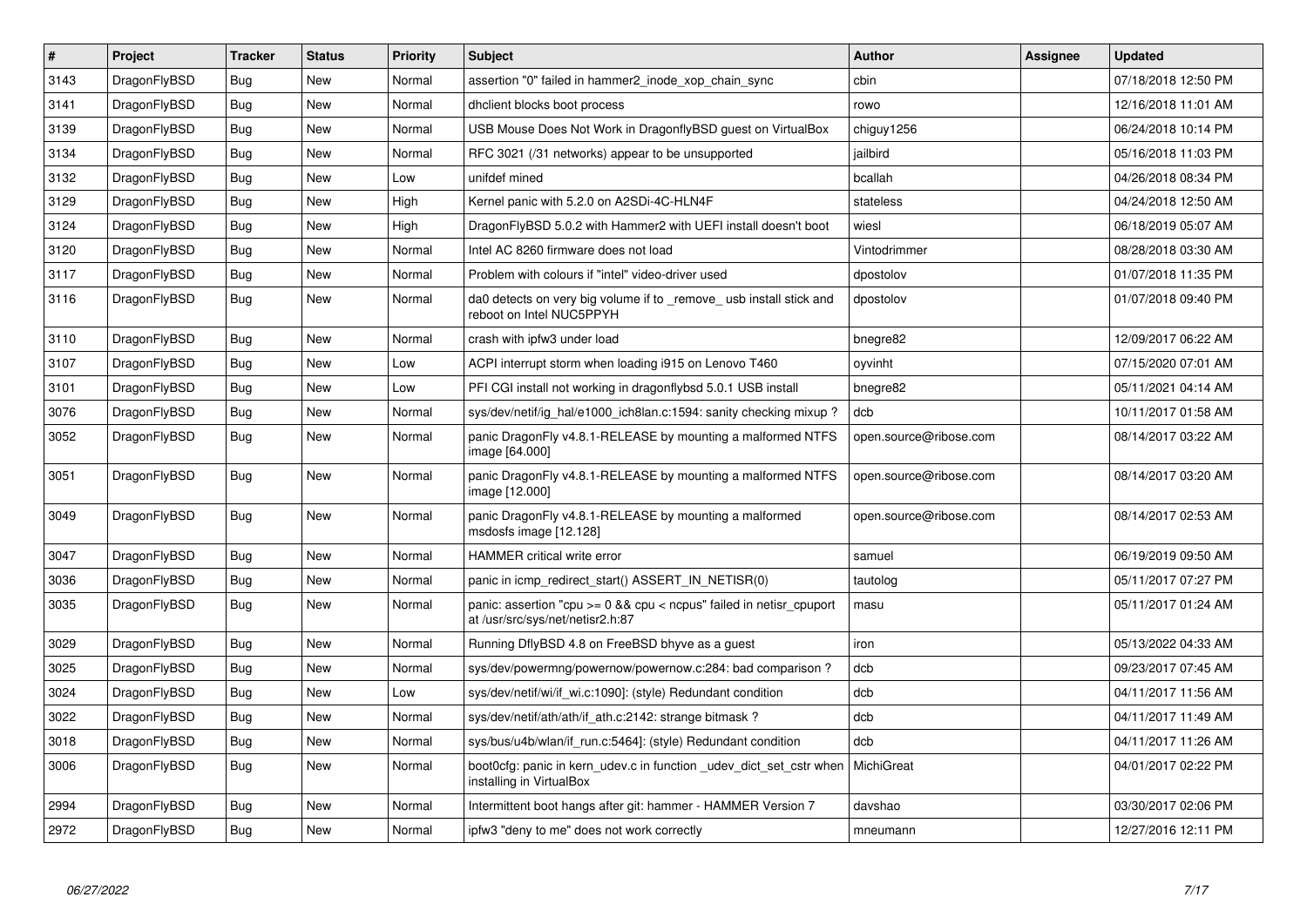| # | Project | Tracker | Status | Priority | Subject | Author | Assignee | Updated |
|---|---|---|---|---|---|---|---|---|
| 3143 | DragonFlyBSD | Bug | New | Normal | assertion "0" failed in hammer2_inode_xop_chain_sync | cbin | | 07/18/2018 12:50 PM |
| 3141 | DragonFlyBSD | Bug | New | Normal | dhclient blocks boot process | rowo | | 12/16/2018 11:01 AM |
| 3139 | DragonFlyBSD | Bug | New | Normal | USB Mouse Does Not Work in DragonflyBSD guest on VirtualBox | chiguy1256 | | 06/24/2018 10:14 PM |
| 3134 | DragonFlyBSD | Bug | New | Normal | RFC 3021 (/31 networks) appear to be unsupported | jailbird | | 05/16/2018 11:03 PM |
| 3132 | DragonFlyBSD | Bug | New | Low | unifdef mined | bcallah | | 04/26/2018 08:34 PM |
| 3129 | DragonFlyBSD | Bug | New | High | Kernel panic with 5.2.0 on A2SDi-4C-HLN4F | stateless | | 04/24/2018 12:50 AM |
| 3124 | DragonFlyBSD | Bug | New | High | DragonFlyBSD 5.0.2 with Hammer2 with UEFI install doesn't boot | wiesl | | 06/18/2019 05:07 AM |
| 3120 | DragonFlyBSD | Bug | New | Normal | Intel AC 8260 firmware does not load | Vintodrimmer | | 08/28/2018 03:30 AM |
| 3117 | DragonFlyBSD | Bug | New | Normal | Problem with colours if "intel" video-driver used | dpostolov | | 01/07/2018 11:35 PM |
| 3116 | DragonFlyBSD | Bug | New | Normal | da0 detects on very big volume if to _remove_ usb install stick and reboot on Intel NUC5PPYH | dpostolov | | 01/07/2018 09:40 PM |
| 3110 | DragonFlyBSD | Bug | New | Normal | crash with ipfw3 under load | bnegre82 | | 12/09/2017 06:22 AM |
| 3107 | DragonFlyBSD | Bug | New | Low | ACPI interrupt storm when loading i915 on Lenovo T460 | oyvinht | | 07/15/2020 07:01 AM |
| 3101 | DragonFlyBSD | Bug | New | Low | PFI CGI install not working in dragonflybsd 5.0.1 USB install | bnegre82 | | 05/11/2021 04:14 AM |
| 3076 | DragonFlyBSD | Bug | New | Normal | sys/dev/netif/ig_hal/e1000_ich8lan.c:1594: sanity checking mixup ? | dcb | | 10/11/2017 01:58 AM |
| 3052 | DragonFlyBSD | Bug | New | Normal | panic DragonFly v4.8.1-RELEASE by mounting a malformed NTFS image [64.000] | open.source@ribose.com | | 08/14/2017 03:22 AM |
| 3051 | DragonFlyBSD | Bug | New | Normal | panic DragonFly v4.8.1-RELEASE by mounting a malformed NTFS image [12.000] | open.source@ribose.com | | 08/14/2017 03:20 AM |
| 3049 | DragonFlyBSD | Bug | New | Normal | panic DragonFly v4.8.1-RELEASE by mounting a malformed msdosfs image [12.128] | open.source@ribose.com | | 08/14/2017 02:53 AM |
| 3047 | DragonFlyBSD | Bug | New | Normal | HAMMER critical write error | samuel | | 06/19/2019 09:50 AM |
| 3036 | DragonFlyBSD | Bug | New | Normal | panic in icmp_redirect_start() ASSERT_IN_NETISR(0) | tautolog | | 05/11/2017 07:27 PM |
| 3035 | DragonFlyBSD | Bug | New | Normal | panic: assertion "cpu >= 0 && cpu < ncpus" failed in netisr_cpuport at /usr/src/sys/net/netisr2.h:87 | masu | | 05/11/2017 01:24 AM |
| 3029 | DragonFlyBSD | Bug | New | Normal | Running DflyBSD 4.8 on FreeBSD bhyve as a guest | iron | | 05/13/2022 04:33 AM |
| 3025 | DragonFlyBSD | Bug | New | Normal | sys/dev/powermng/powernow/powernow.c:284: bad comparison ? | dcb | | 09/23/2017 07:45 AM |
| 3024 | DragonFlyBSD | Bug | New | Low | sys/dev/netif/wi/if_wi.c:1090]: (style) Redundant condition | dcb | | 04/11/2017 11:56 AM |
| 3022 | DragonFlyBSD | Bug | New | Normal | sys/dev/netif/ath/ath/if_ath.c:2142: strange bitmask ? | dcb | | 04/11/2017 11:49 AM |
| 3018 | DragonFlyBSD | Bug | New | Normal | sys/bus/u4b/wlan/if_run.c:5464]: (style) Redundant condition | dcb | | 04/11/2017 11:26 AM |
| 3006 | DragonFlyBSD | Bug | New | Normal | boot0cfg: panic in kern_udev.c in function _udev_dict_set_cstr when installing in VirtualBox | MichiGreat | | 04/01/2017 02:22 PM |
| 2994 | DragonFlyBSD | Bug | New | Normal | Intermittent boot hangs after git: hammer - HAMMER Version 7 | davshao | | 03/30/2017 02:06 PM |
| 2972 | DragonFlyBSD | Bug | New | Normal | ipfw3 "deny to me" does not work correctly | mneumann | | 12/27/2016 12:11 PM |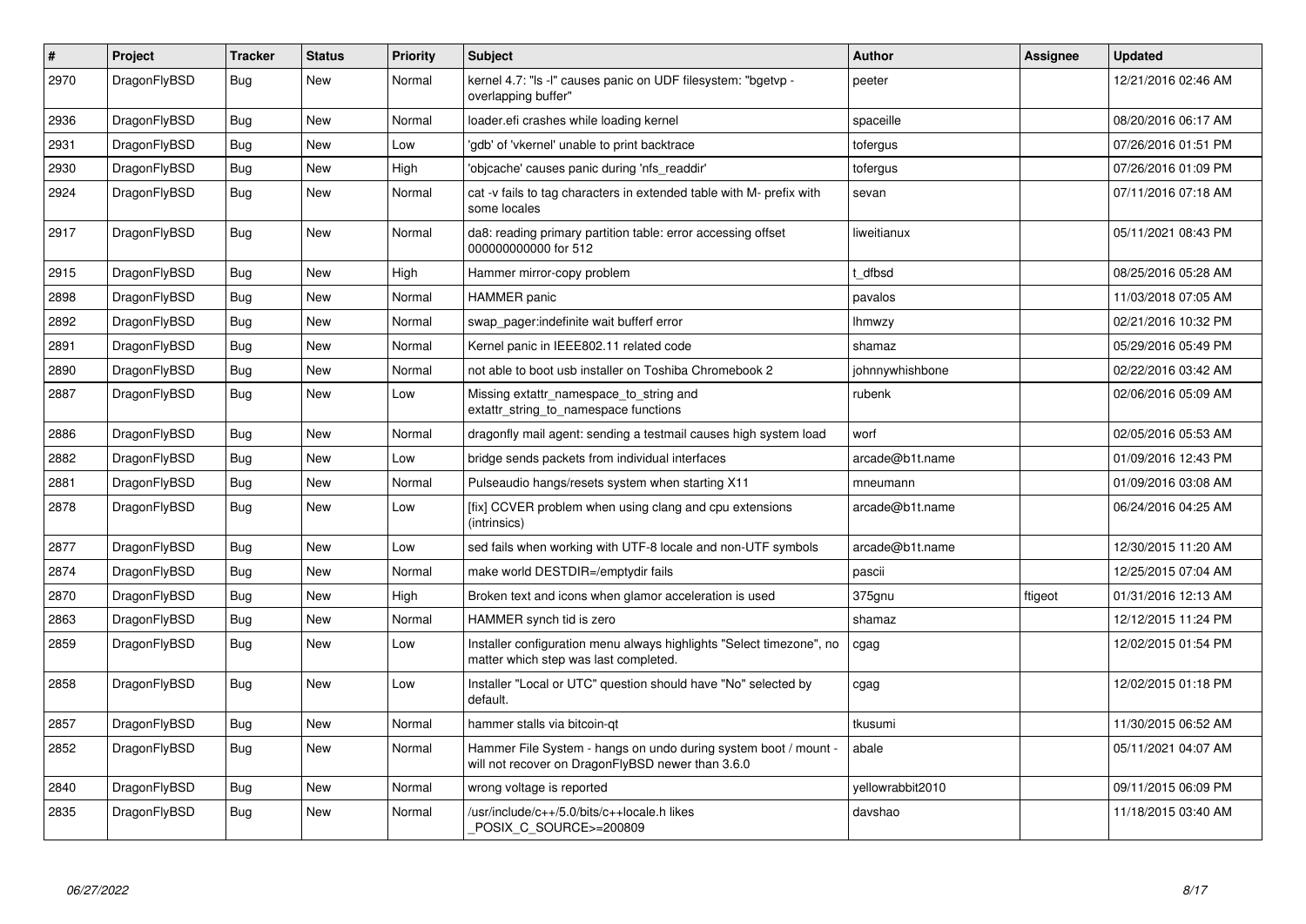| # | Project | Tracker | Status | Priority | Subject | Author | Assignee | Updated |
|---|---|---|---|---|---|---|---|---|
| 2970 | DragonFlyBSD | Bug | New | Normal | kernel 4.7: "ls -l" causes panic on UDF filesystem: "bgetvp - overlapping buffer" | peeter | | 12/21/2016 02:46 AM |
| 2936 | DragonFlyBSD | Bug | New | Normal | loader.efi crashes while loading kernel | spaceille | | 08/20/2016 06:17 AM |
| 2931 | DragonFlyBSD | Bug | New | Low | 'gdb' of 'vkernel' unable to print backtrace | tofergus | | 07/26/2016 01:51 PM |
| 2930 | DragonFlyBSD | Bug | New | High | 'objcache' causes panic during 'nfs_readdir' | tofergus | | 07/26/2016 01:09 PM |
| 2924 | DragonFlyBSD | Bug | New | Normal | cat -v fails to tag characters in extended table with M- prefix with some locales | sevan | | 07/11/2016 07:18 AM |
| 2917 | DragonFlyBSD | Bug | New | Normal | da8: reading primary partition table: error accessing offset 000000000000 for 512 | liweitianux | | 05/11/2021 08:43 PM |
| 2915 | DragonFlyBSD | Bug | New | High | Hammer mirror-copy problem | t_dfbsd | | 08/25/2016 05:28 AM |
| 2898 | DragonFlyBSD | Bug | New | Normal | HAMMER panic | pavalos | | 11/03/2018 07:05 AM |
| 2892 | DragonFlyBSD | Bug | New | Normal | swap_pager:indefinite wait bufferf error | lhmwzy | | 02/21/2016 10:32 PM |
| 2891 | DragonFlyBSD | Bug | New | Normal | Kernel panic in IEEE802.11 related code | shamaz | | 05/29/2016 05:49 PM |
| 2890 | DragonFlyBSD | Bug | New | Normal | not able to boot usb installer on Toshiba Chromebook 2 | johnnywhishbone | | 02/22/2016 03:42 AM |
| 2887 | DragonFlyBSD | Bug | New | Low | Missing extattr_namespace_to_string and extattr_string_to_namespace functions | rubenk | | 02/06/2016 05:09 AM |
| 2886 | DragonFlyBSD | Bug | New | Normal | dragonfly mail agent: sending a testmail causes high system load | worf | | 02/05/2016 05:53 AM |
| 2882 | DragonFlyBSD | Bug | New | Low | bridge sends packets from individual interfaces | arcade@b1t.name | | 01/09/2016 12:43 PM |
| 2881 | DragonFlyBSD | Bug | New | Normal | Pulseaudio hangs/resets system when starting X11 | mneumann | | 01/09/2016 03:08 AM |
| 2878 | DragonFlyBSD | Bug | New | Low | [fix] CCVER problem when using clang and cpu extensions (intrinsics) | arcade@b1t.name | | 06/24/2016 04:25 AM |
| 2877 | DragonFlyBSD | Bug | New | Low | sed fails when working with UTF-8 locale and non-UTF symbols | arcade@b1t.name | | 12/30/2015 11:20 AM |
| 2874 | DragonFlyBSD | Bug | New | Normal | make world DESTDIR=/emptydir fails | pascii | | 12/25/2015 07:04 AM |
| 2870 | DragonFlyBSD | Bug | New | High | Broken text and icons when glamor acceleration is used | 375gnu | ftigeot | 01/31/2016 12:13 AM |
| 2863 | DragonFlyBSD | Bug | New | Normal | HAMMER synch tid is zero | shamaz | | 12/12/2015 11:24 PM |
| 2859 | DragonFlyBSD | Bug | New | Low | Installer configuration menu always highlights "Select timezone", no matter which step was last completed. | cgag | | 12/02/2015 01:54 PM |
| 2858 | DragonFlyBSD | Bug | New | Low | Installer "Local or UTC" question should have "No" selected by default. | cgag | | 12/02/2015 01:18 PM |
| 2857 | DragonFlyBSD | Bug | New | Normal | hammer stalls via bitcoin-qt | tkusumi | | 11/30/2015 06:52 AM |
| 2852 | DragonFlyBSD | Bug | New | Normal | Hammer File System - hangs on undo during system boot / mount - will not recover on DragonFlyBSD newer than 3.6.0 | abale | | 05/11/2021 04:07 AM |
| 2840 | DragonFlyBSD | Bug | New | Normal | wrong voltage is reported | yellowrabbit2010 | | 09/11/2015 06:09 PM |
| 2835 | DragonFlyBSD | Bug | New | Normal | /usr/include/c++/5.0/bits/c++locale.h likes _POSIX_C_SOURCE>=200809 | davshao | | 11/18/2015 03:40 AM |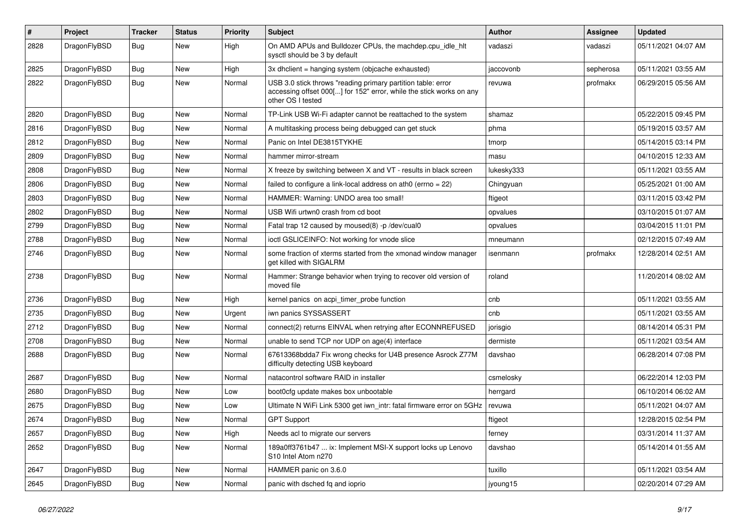| # | Project | Tracker | Status | Priority | Subject | Author | Assignee | Updated |
| --- | --- | --- | --- | --- | --- | --- | --- | --- |
| 2828 | DragonFlyBSD | Bug | New | High | On AMD APUs and Bulldozer CPUs, the machdep.cpu_idle_hlt sysctl should be 3 by default | vadaszi | vadaszi | 05/11/2021 04:07 AM |
| 2825 | DragonFlyBSD | Bug | New | High | 3x dhclient = hanging system (objcache exhausted) | jaccovonb | sepherosa | 05/11/2021 03:55 AM |
| 2822 | DragonFlyBSD | Bug | New | Normal | USB 3.0 stick throws "reading primary partition table: error accessing offset 000[...] for 152" error, while the stick works on any other OS I tested | revuwa | profmakx | 06/29/2015 05:56 AM |
| 2820 | DragonFlyBSD | Bug | New | Normal | TP-Link USB Wi-Fi adapter cannot be reattached to the system | shamaz | | 05/22/2015 09:45 PM |
| 2816 | DragonFlyBSD | Bug | New | Normal | A multitasking process being debugged can get stuck | phma | | 05/19/2015 03:57 AM |
| 2812 | DragonFlyBSD | Bug | New | Normal | Panic on Intel DE3815TYKHE | tmorp | | 05/14/2015 03:14 PM |
| 2809 | DragonFlyBSD | Bug | New | Normal | hammer mirror-stream | masu | | 04/10/2015 12:33 AM |
| 2808 | DragonFlyBSD | Bug | New | Normal | X freeze by switching between X and VT - results in black screen | lukesky333 | | 05/11/2021 03:55 AM |
| 2806 | DragonFlyBSD | Bug | New | Normal | failed to configure a link-local address on ath0 (errno = 22) | Chingyuan | | 05/25/2021 01:00 AM |
| 2803 | DragonFlyBSD | Bug | New | Normal | HAMMER: Warning: UNDO area too small! | ftigeot | | 03/11/2015 03:42 PM |
| 2802 | DragonFlyBSD | Bug | New | Normal | USB Wifi urtwn0 crash from cd boot | opvalues | | 03/10/2015 01:07 AM |
| 2799 | DragonFlyBSD | Bug | New | Normal | Fatal trap 12 caused by moused(8) -p /dev/cual0 | opvalues | | 03/04/2015 11:01 PM |
| 2788 | DragonFlyBSD | Bug | New | Normal | ioctl GSLICEINFO: Not working for vnode slice | mneumann | | 02/12/2015 07:49 AM |
| 2746 | DragonFlyBSD | Bug | New | Normal | some fraction of xterms started from the xmonad window manager get killed with SIGALRM | isenmann | profmakx | 12/28/2014 02:51 AM |
| 2738 | DragonFlyBSD | Bug | New | Normal | Hammer: Strange behavior when trying to recover old version of moved file | roland | | 11/20/2014 08:02 AM |
| 2736 | DragonFlyBSD | Bug | New | High | kernel panics on acpi_timer_probe function | cnb | | 05/11/2021 03:55 AM |
| 2735 | DragonFlyBSD | Bug | New | Urgent | iwn panics SYSSASSERT | cnb | | 05/11/2021 03:55 AM |
| 2712 | DragonFlyBSD | Bug | New | Normal | connect(2) returns EINVAL when retrying after ECONNREFUSED | jorisgio | | 08/14/2014 05:31 PM |
| 2708 | DragonFlyBSD | Bug | New | Normal | unable to send TCP nor UDP on age(4) interface | dermiste | | 05/11/2021 03:54 AM |
| 2688 | DragonFlyBSD | Bug | New | Normal | 67613368bdda7 Fix wrong checks for U4B presence Asrock Z77M difficulty detecting USB keyboard | davshao | | 06/28/2014 07:08 PM |
| 2687 | DragonFlyBSD | Bug | New | Normal | natacontrol software RAID in installer | csmelosky | | 06/22/2014 12:03 PM |
| 2680 | DragonFlyBSD | Bug | New | Low | boot0cfg update makes box unbootable | herrgard | | 06/10/2014 06:02 AM |
| 2675 | DragonFlyBSD | Bug | New | Low | Ultimate N WiFi Link 5300 get iwn_intr: fatal firmware error on 5GHz | revuwa | | 05/11/2021 04:07 AM |
| 2674 | DragonFlyBSD | Bug | New | Normal | GPT Support | ftigeot | | 12/28/2015 02:54 PM |
| 2657 | DragonFlyBSD | Bug | New | High | Needs acl to migrate our servers | ferney | | 03/31/2014 11:37 AM |
| 2652 | DragonFlyBSD | Bug | New | Normal | 189a0ff3761b47 ... ix: Implement MSI-X support locks up Lenovo S10 Intel Atom n270 | davshao | | 05/14/2014 01:55 AM |
| 2647 | DragonFlyBSD | Bug | New | Normal | HAMMER panic on 3.6.0 | tuxillo | | 05/11/2021 03:54 AM |
| 2645 | DragonFlyBSD | Bug | New | Normal | panic with dsched fq and ioprio | jyoung15 | | 02/20/2014 07:29 AM |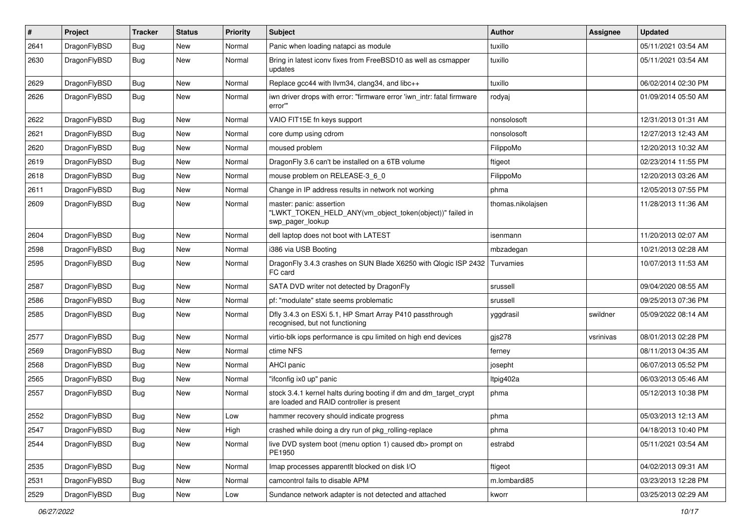| # | Project | Tracker | Status | Priority | Subject | Author | Assignee | Updated |
|---|---|---|---|---|---|---|---|---|
| 2641 | DragonFlyBSD | Bug | New | Normal | Panic when loading natapci as module | tuxillo | | 05/11/2021 03:54 AM |
| 2630 | DragonFlyBSD | Bug | New | Normal | Bring in latest iconv fixes from FreeBSD10 as well as csmapper updates | tuxillo | | 05/11/2021 03:54 AM |
| 2629 | DragonFlyBSD | Bug | New | Normal | Replace gcc44 with llvm34, clang34, and libc++ | tuxillo | | 06/02/2014 02:30 PM |
| 2626 | DragonFlyBSD | Bug | New | Normal | iwn driver drops with error: "firmware error 'iwn_intr: fatal firmware error'" | rodyaj | | 01/09/2014 05:50 AM |
| 2622 | DragonFlyBSD | Bug | New | Normal | VAIO FIT15E fn keys support | nonsolosoft | | 12/31/2013 01:31 AM |
| 2621 | DragonFlyBSD | Bug | New | Normal | core dump using cdrom | nonsolosoft | | 12/27/2013 12:43 AM |
| 2620 | DragonFlyBSD | Bug | New | Normal | moused problem | FilippoMo | | 12/20/2013 10:32 AM |
| 2619 | DragonFlyBSD | Bug | New | Normal | DragonFly 3.6 can't be installed on a 6TB volume | ftigeot | | 02/23/2014 11:55 PM |
| 2618 | DragonFlyBSD | Bug | New | Normal | mouse problem on RELEASE-3_6_0 | FilippoMo | | 12/20/2013 03:26 AM |
| 2611 | DragonFlyBSD | Bug | New | Normal | Change in IP address results in network not working | phma | | 12/05/2013 07:55 PM |
| 2609 | DragonFlyBSD | Bug | New | Normal | master: panic: assertion "LWKT_TOKEN_HELD_ANY(vm_object_token(object))" failed in swp_pager_lookup | thomas.nikolajsen | | 11/28/2013 11:36 AM |
| 2604 | DragonFlyBSD | Bug | New | Normal | dell laptop does not boot with LATEST | isenmann | | 11/20/2013 02:07 AM |
| 2598 | DragonFlyBSD | Bug | New | Normal | i386 via USB Booting | mbzadegan | | 10/21/2013 02:28 AM |
| 2595 | DragonFlyBSD | Bug | New | Normal | DragonFly 3.4.3 crashes on SUN Blade X6250 with Qlogic ISP 2432 FC card | Turvamies | | 10/07/2013 11:53 AM |
| 2587 | DragonFlyBSD | Bug | New | Normal | SATA DVD writer not detected by DragonFly | srussell | | 09/04/2020 08:55 AM |
| 2586 | DragonFlyBSD | Bug | New | Normal | pf: "modulate" state seems problematic | srussell | | 09/25/2013 07:36 PM |
| 2585 | DragonFlyBSD | Bug | New | Normal | Dfly 3.4.3 on ESXi 5.1, HP Smart Array P410 passthrough recognised, but not functioning | yggdrasil | swildner | 05/09/2022 08:14 AM |
| 2577 | DragonFlyBSD | Bug | New | Normal | virtio-blk iops performance is cpu limited on high end devices | gjs278 | vsrinivas | 08/01/2013 02:28 PM |
| 2569 | DragonFlyBSD | Bug | New | Normal | ctime NFS | ferney | | 08/11/2013 04:35 AM |
| 2568 | DragonFlyBSD | Bug | New | Normal | AHCI panic | josepht | | 06/07/2013 05:52 PM |
| 2565 | DragonFlyBSD | Bug | New | Normal | "ifconfig ix0 up" panic | ltpig402a | | 06/03/2013 05:46 AM |
| 2557 | DragonFlyBSD | Bug | New | Normal | stock 3.4.1 kernel halts during booting if dm and dm_target_crypt are loaded and RAID controller is present | phma | | 05/12/2013 10:38 PM |
| 2552 | DragonFlyBSD | Bug | New | Low | hammer recovery should indicate progress | phma | | 05/03/2013 12:13 AM |
| 2547 | DragonFlyBSD | Bug | New | High | crashed while doing a dry run of pkg_rolling-replace | phma | | 04/18/2013 10:40 PM |
| 2544 | DragonFlyBSD | Bug | New | Normal | live DVD system boot (menu option 1) caused db> prompt on PE1950 | estrabd | | 05/11/2021 03:54 AM |
| 2535 | DragonFlyBSD | Bug | New | Normal | Imap processes apparentlt blocked on disk I/O | ftigeot | | 04/02/2013 09:31 AM |
| 2531 | DragonFlyBSD | Bug | New | Normal | camcontrol fails to disable APM | m.lombardi85 | | 03/23/2013 12:28 PM |
| 2529 | DragonFlyBSD | Bug | New | Low | Sundance network adapter is not detected and attached | kworr | | 03/25/2013 02:29 AM |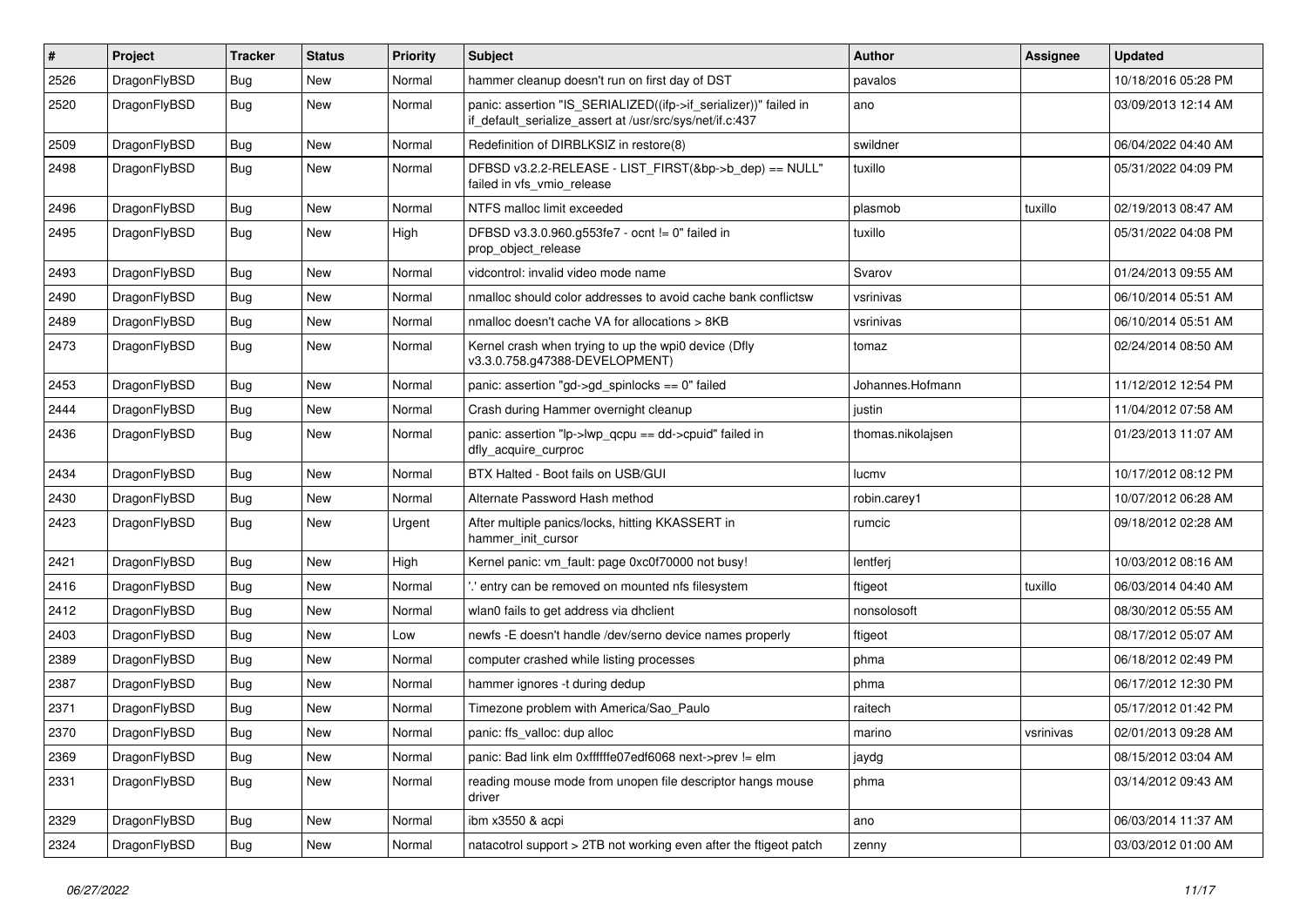| # | Project | Tracker | Status | Priority | Subject | Author | Assignee | Updated |
|---|---|---|---|---|---|---|---|---|
| 2526 | DragonFlyBSD | Bug | New | Normal | hammer cleanup doesn't run on first day of DST | pavalos | | 10/18/2016 05:28 PM |
| 2520 | DragonFlyBSD | Bug | New | Normal | panic: assertion "IS_SERIALIZED((ifp->if_serializer))" failed in if_default_serialize_assert at /usr/src/sys/net/if.c:437 | ano | | 03/09/2013 12:14 AM |
| 2509 | DragonFlyBSD | Bug | New | Normal | Redefinition of DIRBLKSIZ in restore(8) | swildner | | 06/04/2022 04:40 AM |
| 2498 | DragonFlyBSD | Bug | New | Normal | DFBSD v3.2.2-RELEASE - LIST_FIRST(&bp->b_dep) == NULL" failed in vfs_vmio_release | tuxillo | | 05/31/2022 04:09 PM |
| 2496 | DragonFlyBSD | Bug | New | Normal | NTFS malloc limit exceeded | plasmob | tuxillo | 02/19/2013 08:47 AM |
| 2495 | DragonFlyBSD | Bug | New | High | DFBSD v3.3.0.960.g553fe7 - ocnt != 0" failed in prop_object_release | tuxillo | | 05/31/2022 04:08 PM |
| 2493 | DragonFlyBSD | Bug | New | Normal | vidcontrol: invalid video mode name | Svarov | | 01/24/2013 09:55 AM |
| 2490 | DragonFlyBSD | Bug | New | Normal | nmalloc should color addresses to avoid cache bank conflictsw | vsrinivas | | 06/10/2014 05:51 AM |
| 2489 | DragonFlyBSD | Bug | New | Normal | nmalloc doesn't cache VA for allocations > 8KB | vsrinivas | | 06/10/2014 05:51 AM |
| 2473 | DragonFlyBSD | Bug | New | Normal | Kernel crash when trying to up the wpi0 device (Dfly v3.3.0.758.g47388-DEVELOPMENT) | tomaz | | 02/24/2014 08:50 AM |
| 2453 | DragonFlyBSD | Bug | New | Normal | panic: assertion "gd->gd_spinlocks == 0" failed | Johannes.Hofmann | | 11/12/2012 12:54 PM |
| 2444 | DragonFlyBSD | Bug | New | Normal | Crash during Hammer overnight cleanup | justin | | 11/04/2012 07:58 AM |
| 2436 | DragonFlyBSD | Bug | New | Normal | panic: assertion "lp->lwp_qcpu == dd->cpuid" failed in dfly_acquire_curproc | thomas.nikolajsen | | 01/23/2013 11:07 AM |
| 2434 | DragonFlyBSD | Bug | New | Normal | BTX Halted - Boot fails on USB/GUI | lucmv | | 10/17/2012 08:12 PM |
| 2430 | DragonFlyBSD | Bug | New | Normal | Alternate Password Hash method | robin.carey1 | | 10/07/2012 06:28 AM |
| 2423 | DragonFlyBSD | Bug | New | Urgent | After multiple panics/locks, hitting KKASSERT in hammer_init_cursor | rumcic | | 09/18/2012 02:28 AM |
| 2421 | DragonFlyBSD | Bug | New | High | Kernel panic: vm_fault: page 0xc0f70000 not busy! | lentferj | | 10/03/2012 08:16 AM |
| 2416 | DragonFlyBSD | Bug | New | Normal | '.' entry can be removed on mounted nfs filesystem | ftigeot | tuxillo | 06/03/2014 04:40 AM |
| 2412 | DragonFlyBSD | Bug | New | Normal | wlan0 fails to get address via dhclient | nonsolosoft | | 08/30/2012 05:55 AM |
| 2403 | DragonFlyBSD | Bug | New | Low | newfs -E doesn't handle /dev/serno device names properly | ftigeot | | 08/17/2012 05:07 AM |
| 2389 | DragonFlyBSD | Bug | New | Normal | computer crashed while listing processes | phma | | 06/18/2012 02:49 PM |
| 2387 | DragonFlyBSD | Bug | New | Normal | hammer ignores -t during dedup | phma | | 06/17/2012 12:30 PM |
| 2371 | DragonFlyBSD | Bug | New | Normal | Timezone problem with America/Sao_Paulo | raitech | | 05/17/2012 01:42 PM |
| 2370 | DragonFlyBSD | Bug | New | Normal | panic: ffs_valloc: dup alloc | marino | vsrinivas | 02/01/2013 09:28 AM |
| 2369 | DragonFlyBSD | Bug | New | Normal | panic: Bad link elm 0xffffffe07edf6068 next->prev != elm | jaydg | | 08/15/2012 03:04 AM |
| 2331 | DragonFlyBSD | Bug | New | Normal | reading mouse mode from unopen file descriptor hangs mouse driver | phma | | 03/14/2012 09:43 AM |
| 2329 | DragonFlyBSD | Bug | New | Normal | ibm x3550 & acpi | ano | | 06/03/2014 11:37 AM |
| 2324 | DragonFlyBSD | Bug | New | Normal | natacotrol support > 2TB not working even after the ftigeot patch | zenny | | 03/03/2012 01:00 AM |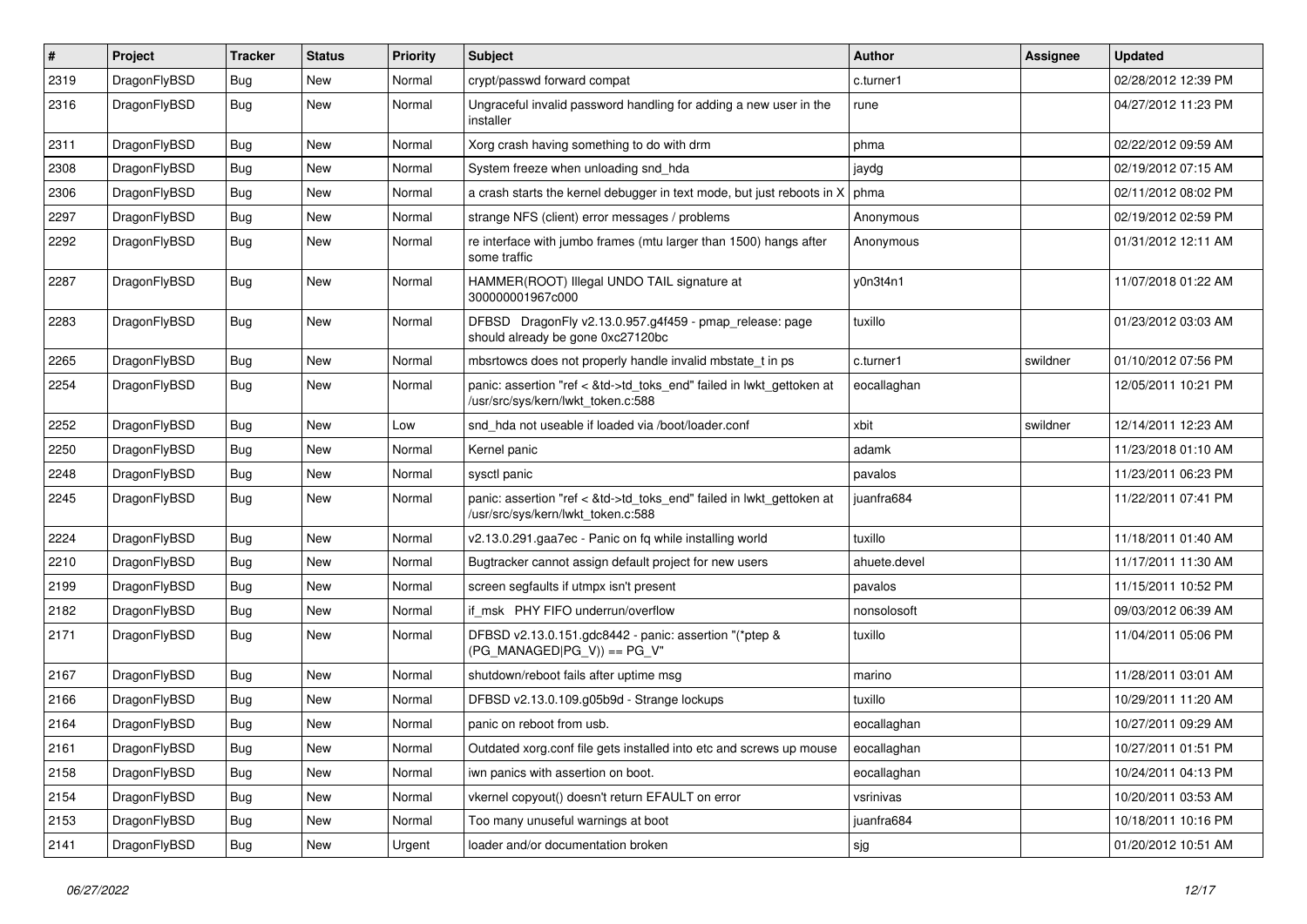| # | Project | Tracker | Status | Priority | Subject | Author | Assignee | Updated |
|---|---|---|---|---|---|---|---|---|
| 2319 | DragonFlyBSD | Bug | New | Normal | crypt/passwd forward compat | c.turner1 | | 02/28/2012 12:39 PM |
| 2316 | DragonFlyBSD | Bug | New | Normal | Ungraceful invalid password handling for adding a new user in the installer | rune | | 04/27/2012 11:23 PM |
| 2311 | DragonFlyBSD | Bug | New | Normal | Xorg crash having something to do with drm | phma | | 02/22/2012 09:59 AM |
| 2308 | DragonFlyBSD | Bug | New | Normal | System freeze when unloading snd_hda | jaydg | | 02/19/2012 07:15 AM |
| 2306 | DragonFlyBSD | Bug | New | Normal | a crash starts the kernel debugger in text mode, but just reboots in X | phma | | 02/11/2012 08:02 PM |
| 2297 | DragonFlyBSD | Bug | New | Normal | strange NFS (client) error messages / problems | Anonymous | | 02/19/2012 02:59 PM |
| 2292 | DragonFlyBSD | Bug | New | Normal | re interface with jumbo frames (mtu larger than 1500) hangs after some traffic | Anonymous | | 01/31/2012 12:11 AM |
| 2287 | DragonFlyBSD | Bug | New | Normal | HAMMER(ROOT) Illegal UNDO TAIL signature at 300000001967c000 | y0n3t4n1 | | 11/07/2018 01:22 AM |
| 2283 | DragonFlyBSD | Bug | New | Normal | DFBSD DragonFly v2.13.0.957.g4f459 - pmap_release: page should already be gone 0xc27120bc | tuxillo | | 01/23/2012 03:03 AM |
| 2265 | DragonFlyBSD | Bug | New | Normal | mbsrtowcs does not properly handle invalid mbstate_t in ps | c.turner1 | swildner | 01/10/2012 07:56 PM |
| 2254 | DragonFlyBSD | Bug | New | Normal | panic: assertion "ref < &td->td_toks_end" failed in lwkt_gettoken at /usr/src/sys/kern/lwkt_token.c:588 | eocallaghan | | 12/05/2011 10:21 PM |
| 2252 | DragonFlyBSD | Bug | New | Low | snd_hda not useable if loaded via /boot/loader.conf | xbit | swildner | 12/14/2011 12:23 AM |
| 2250 | DragonFlyBSD | Bug | New | Normal | Kernel panic | adamk | | 11/23/2018 01:10 AM |
| 2248 | DragonFlyBSD | Bug | New | Normal | sysctl panic | pavalos | | 11/23/2011 06:23 PM |
| 2245 | DragonFlyBSD | Bug | New | Normal | panic: assertion "ref < &td->td_toks_end" failed in lwkt_gettoken at /usr/src/sys/kern/lwkt_token.c:588 | juanfra684 | | 11/22/2011 07:41 PM |
| 2224 | DragonFlyBSD | Bug | New | Normal | v2.13.0.291.gaa7ec - Panic on fq while installing world | tuxillo | | 11/18/2011 01:40 AM |
| 2210 | DragonFlyBSD | Bug | New | Normal | Bugtracker cannot assign default project for new users | ahuete.devel | | 11/17/2011 11:30 AM |
| 2199 | DragonFlyBSD | Bug | New | Normal | screen segfaults if utmpx isn't present | pavalos | | 11/15/2011 10:52 PM |
| 2182 | DragonFlyBSD | Bug | New | Normal | if_msk PHY FIFO underrun/overflow | nonsolosoft | | 09/03/2012 06:39 AM |
| 2171 | DragonFlyBSD | Bug | New | Normal | DFBSD v2.13.0.151.gdc8442 - panic: assertion "(*ptep & (PG_MANAGED\|PG_V)) == PG_V" | tuxillo | | 11/04/2011 05:06 PM |
| 2167 | DragonFlyBSD | Bug | New | Normal | shutdown/reboot fails after uptime msg | marino | | 11/28/2011 03:01 AM |
| 2166 | DragonFlyBSD | Bug | New | Normal | DFBSD v2.13.0.109.g05b9d - Strange lockups | tuxillo | | 10/29/2011 11:20 AM |
| 2164 | DragonFlyBSD | Bug | New | Normal | panic on reboot from usb. | eocallaghan | | 10/27/2011 09:29 AM |
| 2161 | DragonFlyBSD | Bug | New | Normal | Outdated xorg.conf file gets installed into etc and screws up mouse | eocallaghan | | 10/27/2011 01:51 PM |
| 2158 | DragonFlyBSD | Bug | New | Normal | iwn panics with assertion on boot. | eocallaghan | | 10/24/2011 04:13 PM |
| 2154 | DragonFlyBSD | Bug | New | Normal | vkernel copyout() doesn't return EFAULT on error | vsrinivas | | 10/20/2011 03:53 AM |
| 2153 | DragonFlyBSD | Bug | New | Normal | Too many unuseful warnings at boot | juanfra684 | | 10/18/2011 10:16 PM |
| 2141 | DragonFlyBSD | Bug | New | Urgent | loader and/or documentation broken | sjg | | 01/20/2012 10:51 AM |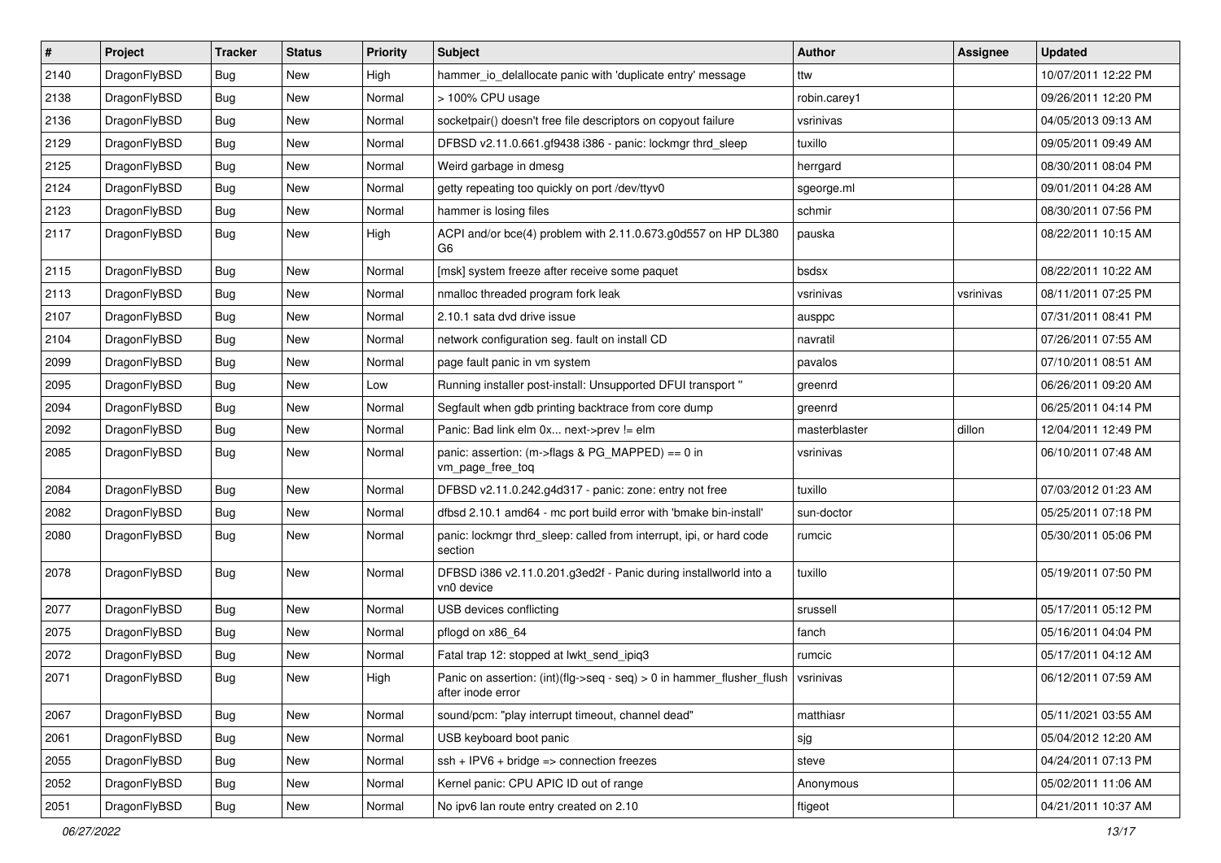| # | Project | Tracker | Status | Priority | Subject | Author | Assignee | Updated |
|---|---|---|---|---|---|---|---|---|
| 2140 | DragonFlyBSD | Bug | New | High | hammer_io_delallocate panic with 'duplicate entry' message | ttw | | 10/07/2011 12:22 PM |
| 2138 | DragonFlyBSD | Bug | New | Normal | > 100% CPU usage | robin.carey1 | | 09/26/2011 12:20 PM |
| 2136 | DragonFlyBSD | Bug | New | Normal | socketpair() doesn't free file descriptors on copyout failure | vsrinivas | | 04/05/2013 09:13 AM |
| 2129 | DragonFlyBSD | Bug | New | Normal | DFBSD v2.11.0.661.gf9438 i386 - panic: lockmgr thrd_sleep | tuxillo | | 09/05/2011 09:49 AM |
| 2125 | DragonFlyBSD | Bug | New | Normal | Weird garbage in dmesg | herrgard | | 08/30/2011 08:04 PM |
| 2124 | DragonFlyBSD | Bug | New | Normal | getty repeating too quickly on port /dev/ttyv0 | sgeorge.ml | | 09/01/2011 04:28 AM |
| 2123 | DragonFlyBSD | Bug | New | Normal | hammer is losing files | schmir | | 08/30/2011 07:56 PM |
| 2117 | DragonFlyBSD | Bug | New | High | ACPI and/or bce(4) problem with 2.11.0.673.g0d557 on HP DL380 G6 | pauska | | 08/22/2011 10:15 AM |
| 2115 | DragonFlyBSD | Bug | New | Normal | [msk] system freeze after receive some paquet | bsdsx | | 08/22/2011 10:22 AM |
| 2113 | DragonFlyBSD | Bug | New | Normal | nmalloc threaded program fork leak | vsrinivas | vsrinivas | 08/11/2011 07:25 PM |
| 2107 | DragonFlyBSD | Bug | New | Normal | 2.10.1 sata dvd drive issue | ausppc | | 07/31/2011 08:41 PM |
| 2104 | DragonFlyBSD | Bug | New | Normal | network configuration seg. fault on install CD | navratil | | 07/26/2011 07:55 AM |
| 2099 | DragonFlyBSD | Bug | New | Normal | page fault panic in vm system | pavalos | | 07/10/2011 08:51 AM |
| 2095 | DragonFlyBSD | Bug | New | Low | Running installer post-install: Unsupported DFUI transport " | greenrd | | 06/26/2011 09:20 AM |
| 2094 | DragonFlyBSD | Bug | New | Normal | Segfault when gdb printing backtrace from core dump | greenrd | | 06/25/2011 04:14 PM |
| 2092 | DragonFlyBSD | Bug | New | Normal | Panic: Bad link elm 0x... next->prev != elm | masterblaster | dillon | 12/04/2011 12:49 PM |
| 2085 | DragonFlyBSD | Bug | New | Normal | panic: assertion: (m->flags & PG_MAPPED) == 0 in vm_page_free_toq | vsrinivas | | 06/10/2011 07:48 AM |
| 2084 | DragonFlyBSD | Bug | New | Normal | DFBSD v2.11.0.242.g4d317 - panic: zone: entry not free | tuxillo | | 07/03/2012 01:23 AM |
| 2082 | DragonFlyBSD | Bug | New | Normal | dfbsd 2.10.1 amd64 - mc port build error with 'bmake bin-install' | sun-doctor | | 05/25/2011 07:18 PM |
| 2080 | DragonFlyBSD | Bug | New | Normal | panic: lockmgr thrd_sleep: called from interrupt, ipi, or hard code section | rumcic | | 05/30/2011 05:06 PM |
| 2078 | DragonFlyBSD | Bug | New | Normal | DFBSD i386 v2.11.0.201.g3ed2f - Panic during installworld into a vn0 device | tuxillo | | 05/19/2011 07:50 PM |
| 2077 | DragonFlyBSD | Bug | New | Normal | USB devices conflicting | srussell | | 05/17/2011 05:12 PM |
| 2075 | DragonFlyBSD | Bug | New | Normal | pflogd on x86_64 | fanch | | 05/16/2011 04:04 PM |
| 2072 | DragonFlyBSD | Bug | New | Normal | Fatal trap 12: stopped at lwkt_send_ipiq3 | rumcic | | 05/17/2011 04:12 AM |
| 2071 | DragonFlyBSD | Bug | New | High | Panic on assertion: (int)(flg->seq - seq) > 0 in hammer_flusher_flush after inode error | vsrinivas | | 06/12/2011 07:59 AM |
| 2067 | DragonFlyBSD | Bug | New | Normal | sound/pcm: "play interrupt timeout, channel dead" | matthiasr | | 05/11/2021 03:55 AM |
| 2061 | DragonFlyBSD | Bug | New | Normal | USB keyboard boot panic | sjg | | 05/04/2012 12:20 AM |
| 2055 | DragonFlyBSD | Bug | New | Normal | ssh + IPV6 + bridge => connection freezes | steve | | 04/24/2011 07:13 PM |
| 2052 | DragonFlyBSD | Bug | New | Normal | Kernel panic: CPU APIC ID out of range | Anonymous | | 05/02/2011 11:06 AM |
| 2051 | DragonFlyBSD | Bug | New | Normal | No ipv6 lan route entry created on 2.10 | ftigeot | | 04/21/2011 10:37 AM |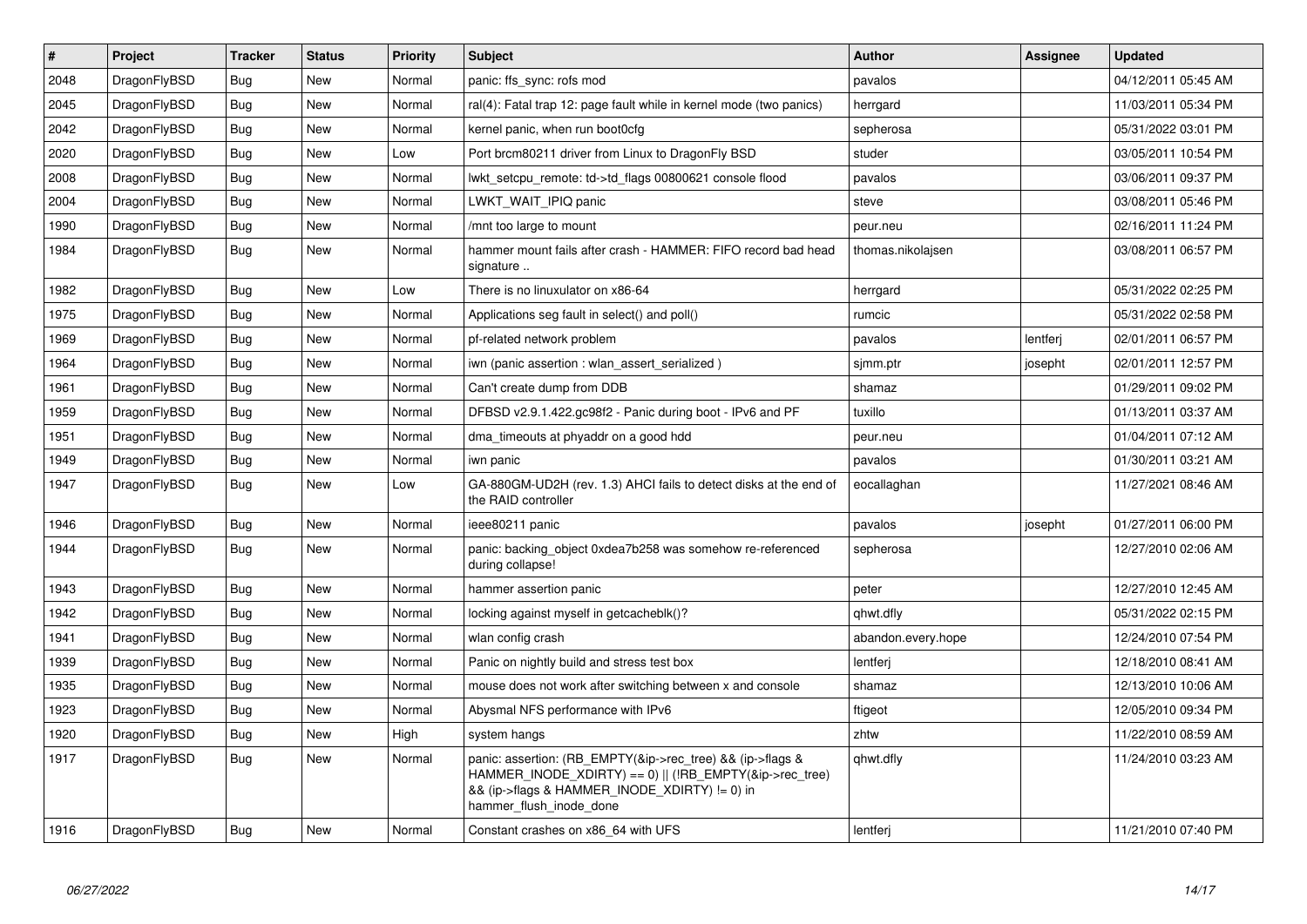| # | Project | Tracker | Status | Priority | Subject | Author | Assignee | Updated |
|---|---|---|---|---|---|---|---|---|
| 2048 | DragonFlyBSD | Bug | New | Normal | panic: ffs_sync: rofs mod | pavalos | | 04/12/2011 05:45 AM |
| 2045 | DragonFlyBSD | Bug | New | Normal | ral(4): Fatal trap 12: page fault while in kernel mode (two panics) | herrgard | | 11/03/2011 05:34 PM |
| 2042 | DragonFlyBSD | Bug | New | Normal | kernel panic, when run boot0cfg | sepherosa | | 05/31/2022 03:01 PM |
| 2020 | DragonFlyBSD | Bug | New | Low | Port brcm80211 driver from Linux to DragonFly BSD | studer | | 03/05/2011 10:54 PM |
| 2008 | DragonFlyBSD | Bug | New | Normal | lwkt_setcpu_remote: td->td_flags 00800621 console flood | pavalos | | 03/06/2011 09:37 PM |
| 2004 | DragonFlyBSD | Bug | New | Normal | LWKT_WAIT_IPIQ panic | steve | | 03/08/2011 05:46 PM |
| 1990 | DragonFlyBSD | Bug | New | Normal | /mnt too large to mount | peur.neu | | 02/16/2011 11:24 PM |
| 1984 | DragonFlyBSD | Bug | New | Normal | hammer mount fails after crash - HAMMER: FIFO record bad head signature .. | thomas.nikolajsen | | 03/08/2011 06:57 PM |
| 1982 | DragonFlyBSD | Bug | New | Low | There is no linuxulator on x86-64 | herrgard | | 05/31/2022 02:25 PM |
| 1975 | DragonFlyBSD | Bug | New | Normal | Applications seg fault in select() and poll() | rumcic | | 05/31/2022 02:58 PM |
| 1969 | DragonFlyBSD | Bug | New | Normal | pf-related network problem | pavalos | lentferj | 02/01/2011 06:57 PM |
| 1964 | DragonFlyBSD | Bug | New | Normal | iwn (panic assertion : wlan_assert_serialized ) | sjmm.ptr | josepht | 02/01/2011 12:57 PM |
| 1961 | DragonFlyBSD | Bug | New | Normal | Can't create dump from DDB | shamaz | | 01/29/2011 09:02 PM |
| 1959 | DragonFlyBSD | Bug | New | Normal | DFBSD v2.9.1.422.gc98f2 - Panic during boot - IPv6 and PF | tuxillo | | 01/13/2011 03:37 AM |
| 1951 | DragonFlyBSD | Bug | New | Normal | dma_timeouts at phyaddr on a good hdd | peur.neu | | 01/04/2011 07:12 AM |
| 1949 | DragonFlyBSD | Bug | New | Normal | iwn panic | pavalos | | 01/30/2011 03:21 AM |
| 1947 | DragonFlyBSD | Bug | New | Low | GA-880GM-UD2H (rev. 1.3) AHCI fails to detect disks at the end of the RAID controller | eocallaghan | | 11/27/2021 08:46 AM |
| 1946 | DragonFlyBSD | Bug | New | Normal | ieee80211 panic | pavalos | josepht | 01/27/2011 06:00 PM |
| 1944 | DragonFlyBSD | Bug | New | Normal | panic: backing_object 0xdea7b258 was somehow re-referenced during collapse! | sepherosa | | 12/27/2010 02:06 AM |
| 1943 | DragonFlyBSD | Bug | New | Normal | hammer assertion panic | peter | | 12/27/2010 12:45 AM |
| 1942 | DragonFlyBSD | Bug | New | Normal | locking against myself in getcacheblk()? | qhwt.dfly | | 05/31/2022 02:15 PM |
| 1941 | DragonFlyBSD | Bug | New | Normal | wlan config crash | abandon.every.hope | | 12/24/2010 07:54 PM |
| 1939 | DragonFlyBSD | Bug | New | Normal | Panic on nightly build and stress test box | lentferj | | 12/18/2010 08:41 AM |
| 1935 | DragonFlyBSD | Bug | New | Normal | mouse does not work after switching between x and console | shamaz | | 12/13/2010 10:06 AM |
| 1923 | DragonFlyBSD | Bug | New | Normal | Abysmal NFS performance with IPv6 | ftigeot | | 12/05/2010 09:34 PM |
| 1920 | DragonFlyBSD | Bug | New | High | system hangs | zhtw | | 11/22/2010 08:59 AM |
| 1917 | DragonFlyBSD | Bug | New | Normal | panic: assertion: (RB_EMPTY(&ip->rec_tree) && (ip->flags & HAMMER_INODE_XDIRTY) == 0) \|\| (!RB_EMPTY(&ip->rec_tree) && (ip->flags & HAMMER_INODE_XDIRTY) != 0) in hammer_flush_inode_done | qhwt.dfly | | 11/24/2010 03:23 AM |
| 1916 | DragonFlyBSD | Bug | New | Normal | Constant crashes on x86_64 with UFS | lentferj | | 11/21/2010 07:40 PM |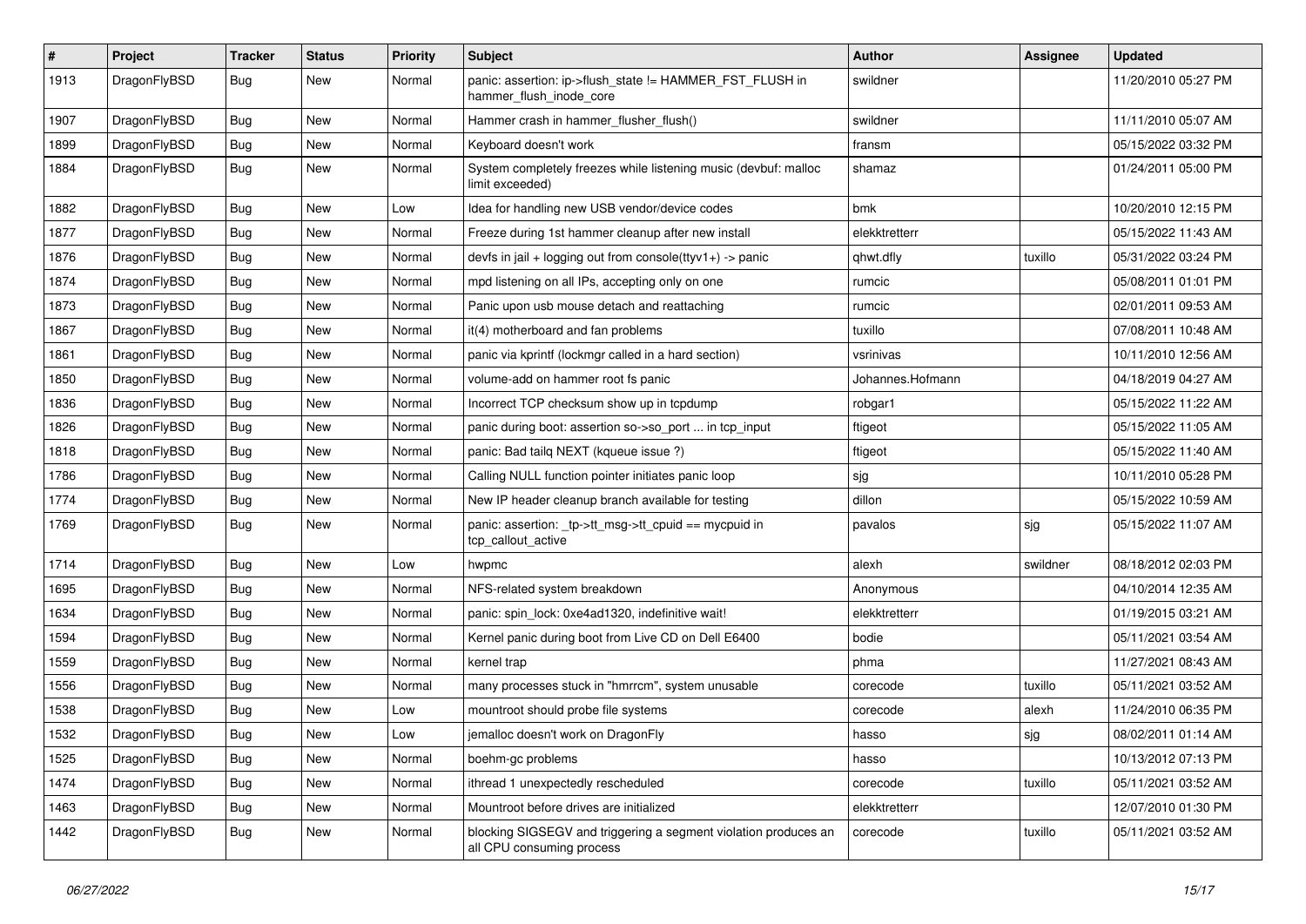| # | Project | Tracker | Status | Priority | Subject | Author | Assignee | Updated |
| --- | --- | --- | --- | --- | --- | --- | --- | --- |
| 1913 | DragonFlyBSD | Bug | New | Normal | panic: assertion: ip->flush_state != HAMMER_FST_FLUSH in hammer_flush_inode_core | swildner | | 11/20/2010 05:27 PM |
| 1907 | DragonFlyBSD | Bug | New | Normal | Hammer crash in hammer_flusher_flush() | swildner | | 11/11/2010 05:07 AM |
| 1899 | DragonFlyBSD | Bug | New | Normal | Keyboard doesn't work | fransm | | 05/15/2022 03:32 PM |
| 1884 | DragonFlyBSD | Bug | New | Normal | System completely freezes while listening music (devbuf: malloc limit exceeded) | shamaz | | 01/24/2011 05:00 PM |
| 1882 | DragonFlyBSD | Bug | New | Low | Idea for handling new USB vendor/device codes | bmk | | 10/20/2010 12:15 PM |
| 1877 | DragonFlyBSD | Bug | New | Normal | Freeze during 1st hammer cleanup after new install | elekktretterr | | 05/15/2022 11:43 AM |
| 1876 | DragonFlyBSD | Bug | New | Normal | devfs in jail + logging out from console(ttyv1+) -> panic | qhwt.dfly | tuxillo | 05/31/2022 03:24 PM |
| 1874 | DragonFlyBSD | Bug | New | Normal | mpd listening on all IPs, accepting only on one | rumcic | | 05/08/2011 01:01 PM |
| 1873 | DragonFlyBSD | Bug | New | Normal | Panic upon usb mouse detach and reattaching | rumcic | | 02/01/2011 09:53 AM |
| 1867 | DragonFlyBSD | Bug | New | Normal | it(4) motherboard and fan problems | tuxillo | | 07/08/2011 10:48 AM |
| 1861 | DragonFlyBSD | Bug | New | Normal | panic via kprintf (lockmgr called in a hard section) | vsrinivas | | 10/11/2010 12:56 AM |
| 1850 | DragonFlyBSD | Bug | New | Normal | volume-add on hammer root fs panic | Johannes.Hofmann | | 04/18/2019 04:27 AM |
| 1836 | DragonFlyBSD | Bug | New | Normal | Incorrect TCP checksum show up in tcpdump | robgar1 | | 05/15/2022 11:22 AM |
| 1826 | DragonFlyBSD | Bug | New | Normal | panic during boot: assertion so->so_port ... in tcp_input | ftigeot | | 05/15/2022 11:05 AM |
| 1818 | DragonFlyBSD | Bug | New | Normal | panic: Bad tailq NEXT (kqueue issue ?) | ftigeot | | 05/15/2022 11:40 AM |
| 1786 | DragonFlyBSD | Bug | New | Normal | Calling NULL function pointer initiates panic loop | sjg | | 10/11/2010 05:28 PM |
| 1774 | DragonFlyBSD | Bug | New | Normal | New IP header cleanup branch available for testing | dillon | | 05/15/2022 10:59 AM |
| 1769 | DragonFlyBSD | Bug | New | Normal | panic: assertion: _tp->tt_msg->tt_cpuid == mycpuid in tcp_callout_active | pavalos | sjg | 05/15/2022 11:07 AM |
| 1714 | DragonFlyBSD | Bug | New | Low | hwpmc | alexh | swildner | 08/18/2012 02:03 PM |
| 1695 | DragonFlyBSD | Bug | New | Normal | NFS-related system breakdown | Anonymous | | 04/10/2014 12:35 AM |
| 1634 | DragonFlyBSD | Bug | New | Normal | panic: spin_lock: 0xe4ad1320, indefinitive wait! | elekktretterr | | 01/19/2015 03:21 AM |
| 1594 | DragonFlyBSD | Bug | New | Normal | Kernel panic during boot from Live CD on Dell E6400 | bodie | | 05/11/2021 03:54 AM |
| 1559 | DragonFlyBSD | Bug | New | Normal | kernel trap | phma | | 11/27/2021 08:43 AM |
| 1556 | DragonFlyBSD | Bug | New | Normal | many processes stuck in "hmrrcm", system unusable | corecode | tuxillo | 05/11/2021 03:52 AM |
| 1538 | DragonFlyBSD | Bug | New | Low | mountroot should probe file systems | corecode | alexh | 11/24/2010 06:35 PM |
| 1532 | DragonFlyBSD | Bug | New | Low | jemalloc doesn't work on DragonFly | hasso | sjg | 08/02/2011 01:14 AM |
| 1525 | DragonFlyBSD | Bug | New | Normal | boehm-gc problems | hasso | | 10/13/2012 07:13 PM |
| 1474 | DragonFlyBSD | Bug | New | Normal | ithread 1 unexpectedly rescheduled | corecode | tuxillo | 05/11/2021 03:52 AM |
| 1463 | DragonFlyBSD | Bug | New | Normal | Mountroot before drives are initialized | elekktretterr | | 12/07/2010 01:30 PM |
| 1442 | DragonFlyBSD | Bug | New | Normal | blocking SIGSEGV and triggering a segment violation produces an all CPU consuming process | corecode | tuxillo | 05/11/2021 03:52 AM |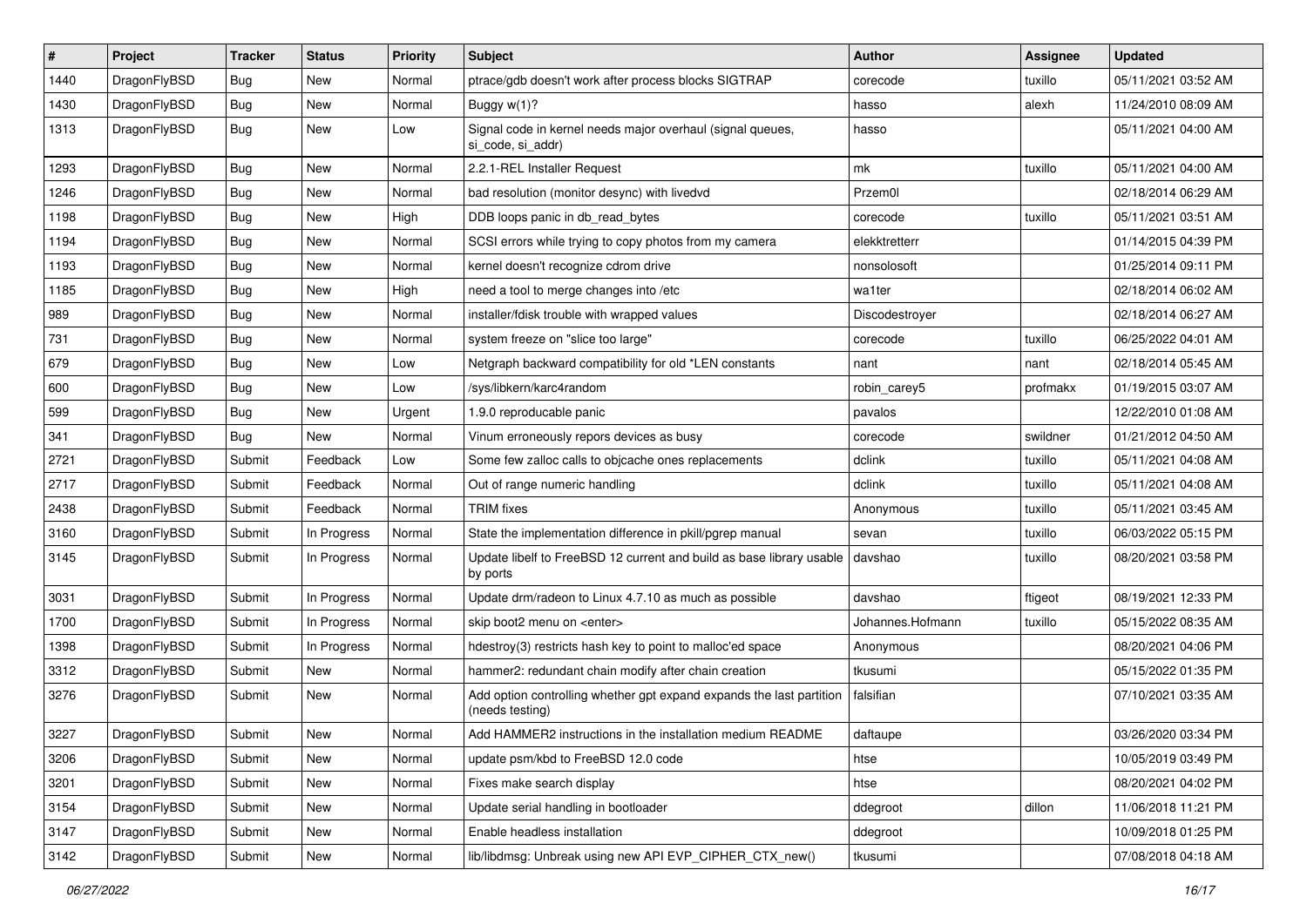| # | Project | Tracker | Status | Priority | Subject | Author | Assignee | Updated |
|---|---|---|---|---|---|---|---|---|
| 1440 | DragonFlyBSD | Bug | New | Normal | ptrace/gdb doesn't work after process blocks SIGTRAP | corecode | tuxillo | 05/11/2021 03:52 AM |
| 1430 | DragonFlyBSD | Bug | New | Normal | Buggy w(1)? | hasso | alexh | 11/24/2010 08:09 AM |
| 1313 | DragonFlyBSD | Bug | New | Low | Signal code in kernel needs major overhaul (signal queues, si_code, si_addr) | hasso | | 05/11/2021 04:00 AM |
| 1293 | DragonFlyBSD | Bug | New | Normal | 2.2.1-REL Installer Request | mk | tuxillo | 05/11/2021 04:00 AM |
| 1246 | DragonFlyBSD | Bug | New | Normal | bad resolution (monitor desync) with livedvd | Przem0l | | 02/18/2014 06:29 AM |
| 1198 | DragonFlyBSD | Bug | New | High | DDB loops panic in db_read_bytes | corecode | tuxillo | 05/11/2021 03:51 AM |
| 1194 | DragonFlyBSD | Bug | New | Normal | SCSI errors while trying to copy photos from my camera | elekktretterr | | 01/14/2015 04:39 PM |
| 1193 | DragonFlyBSD | Bug | New | Normal | kernel doesn't recognize cdrom drive | nonsolosoft | | 01/25/2014 09:11 PM |
| 1185 | DragonFlyBSD | Bug | New | High | need a tool to merge changes into /etc | wa1ter | | 02/18/2014 06:02 AM |
| 989 | DragonFlyBSD | Bug | New | Normal | installer/fdisk trouble with wrapped values | Discodestroyer | | 02/18/2014 06:27 AM |
| 731 | DragonFlyBSD | Bug | New | Normal | system freeze on "slice too large" | corecode | tuxillo | 06/25/2022 04:01 AM |
| 679 | DragonFlyBSD | Bug | New | Low | Netgraph backward compatibility for old *LEN constants | nant | nant | 02/18/2014 05:45 AM |
| 600 | DragonFlyBSD | Bug | New | Low | /sys/libkern/karc4random | robin_carey5 | profmakx | 01/19/2015 03:07 AM |
| 599 | DragonFlyBSD | Bug | New | Urgent | 1.9.0 reproducable panic | pavalos | | 12/22/2010 01:08 AM |
| 341 | DragonFlyBSD | Bug | New | Normal | Vinum erroneously repors devices as busy | corecode | swildner | 01/21/2012 04:50 AM |
| 2721 | DragonFlyBSD | Submit | Feedback | Low | Some few zalloc calls to objcache ones replacements | dclink | tuxillo | 05/11/2021 04:08 AM |
| 2717 | DragonFlyBSD | Submit | Feedback | Normal | Out of range numeric handling | dclink | tuxillo | 05/11/2021 04:08 AM |
| 2438 | DragonFlyBSD | Submit | Feedback | Normal | TRIM fixes | Anonymous | tuxillo | 05/11/2021 03:45 AM |
| 3160 | DragonFlyBSD | Submit | In Progress | Normal | State the implementation difference in pkill/pgrep manual | sevan | tuxillo | 06/03/2022 05:15 PM |
| 3145 | DragonFlyBSD | Submit | In Progress | Normal | Update libelf to FreeBSD 12 current and build as base library usable by ports | davshao | tuxillo | 08/20/2021 03:58 PM |
| 3031 | DragonFlyBSD | Submit | In Progress | Normal | Update drm/radeon to Linux 4.7.10 as much as possible | davshao | ftigeot | 08/19/2021 12:33 PM |
| 1700 | DragonFlyBSD | Submit | In Progress | Normal | skip boot2 menu on <enter> | Johannes.Hofmann | tuxillo | 05/15/2022 08:35 AM |
| 1398 | DragonFlyBSD | Submit | In Progress | Normal | hdestroy(3) restricts hash key to point to malloc'ed space | Anonymous | | 08/20/2021 04:06 PM |
| 3312 | DragonFlyBSD | Submit | New | Normal | hammer2: redundant chain modify after chain creation | tkusumi | | 05/15/2022 01:35 PM |
| 3276 | DragonFlyBSD | Submit | New | Normal | Add option controlling whether gpt expand expands the last partition (needs testing) | falsifian | | 07/10/2021 03:35 AM |
| 3227 | DragonFlyBSD | Submit | New | Normal | Add HAMMER2 instructions in the installation medium README | daftaupe | | 03/26/2020 03:34 PM |
| 3206 | DragonFlyBSD | Submit | New | Normal | update psm/kbd to FreeBSD 12.0 code | htse | | 10/05/2019 03:49 PM |
| 3201 | DragonFlyBSD | Submit | New | Normal | Fixes make search display | htse | | 08/20/2021 04:02 PM |
| 3154 | DragonFlyBSD | Submit | New | Normal | Update serial handling in bootloader | ddegroot | dillon | 11/06/2018 11:21 PM |
| 3147 | DragonFlyBSD | Submit | New | Normal | Enable headless installation | ddegroot | | 10/09/2018 01:25 PM |
| 3142 | DragonFlyBSD | Submit | New | Normal | lib/libdmsg: Unbreak using new API EVP_CIPHER_CTX_new() | tkusumi | | 07/08/2018 04:18 AM |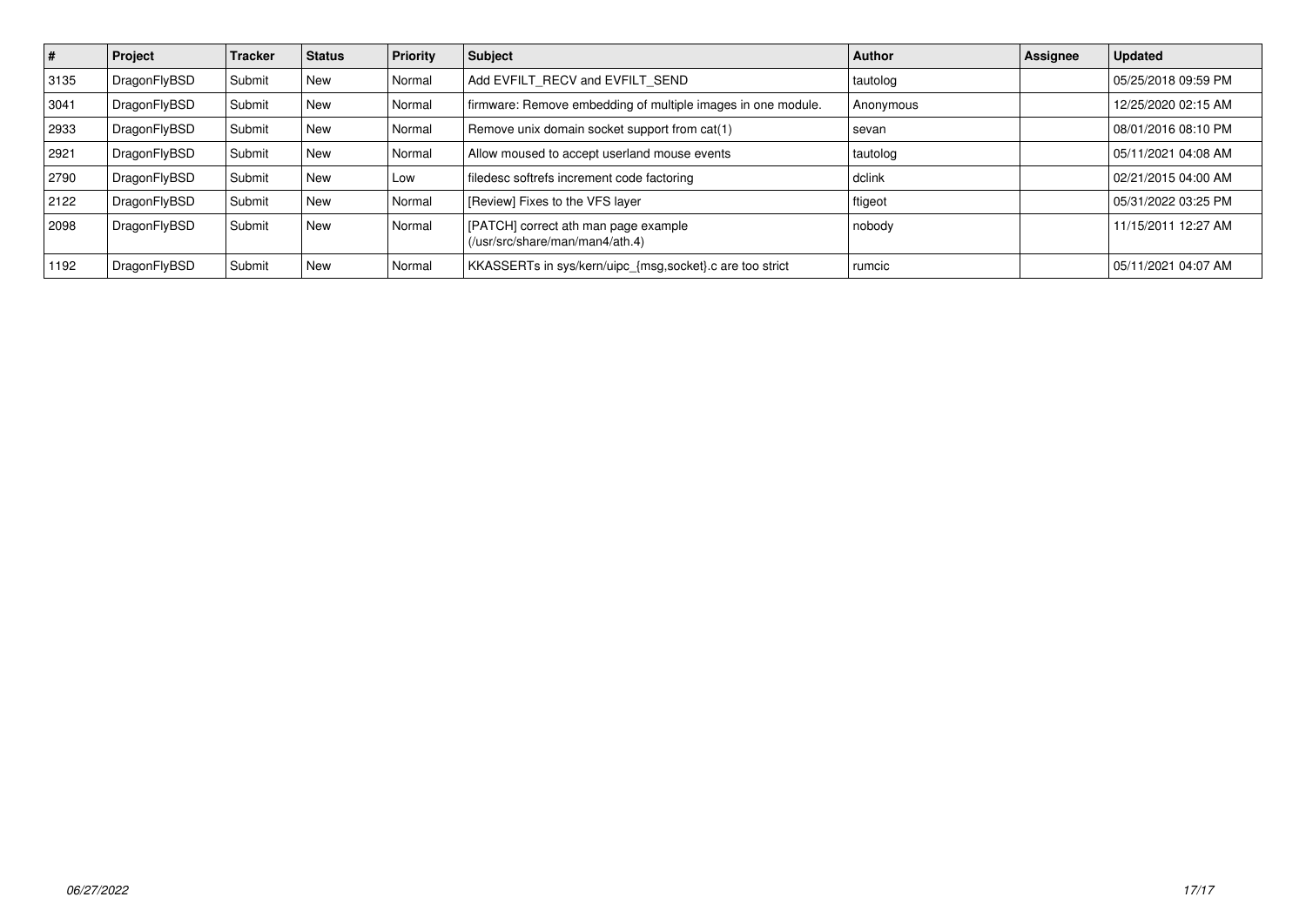| # | Project | Tracker | Status | Priority | Subject | Author | Assignee | Updated |
|---|---|---|---|---|---|---|---|---|
| 3135 | DragonFlyBSD | Submit | New | Normal | Add EVFILT_RECV and EVFILT_SEND | tautolog | | 05/25/2018 09:59 PM |
| 3041 | DragonFlyBSD | Submit | New | Normal | firmware: Remove embedding of multiple images in one module. | Anonymous | | 12/25/2020 02:15 AM |
| 2933 | DragonFlyBSD | Submit | New | Normal | Remove unix domain socket support from cat(1) | sevan | | 08/01/2016 08:10 PM |
| 2921 | DragonFlyBSD | Submit | New | Normal | Allow moused to accept userland mouse events | tautolog | | 05/11/2021 04:08 AM |
| 2790 | DragonFlyBSD | Submit | New | Low | filedesc softrefs increment code factoring | dclink | | 02/21/2015 04:00 AM |
| 2122 | DragonFlyBSD | Submit | New | Normal | [Review] Fixes to the VFS layer | ftigeot | | 05/31/2022 03:25 PM |
| 2098 | DragonFlyBSD | Submit | New | Normal | [PATCH] correct ath man page example (/usr/src/share/man/man4/ath.4) | nobody | | 11/15/2011 12:27 AM |
| 1192 | DragonFlyBSD | Submit | New | Normal | KKASSERTs in sys/kern/uipc_{msg,socket}.c are too strict | rumcic | | 05/11/2021 04:07 AM |